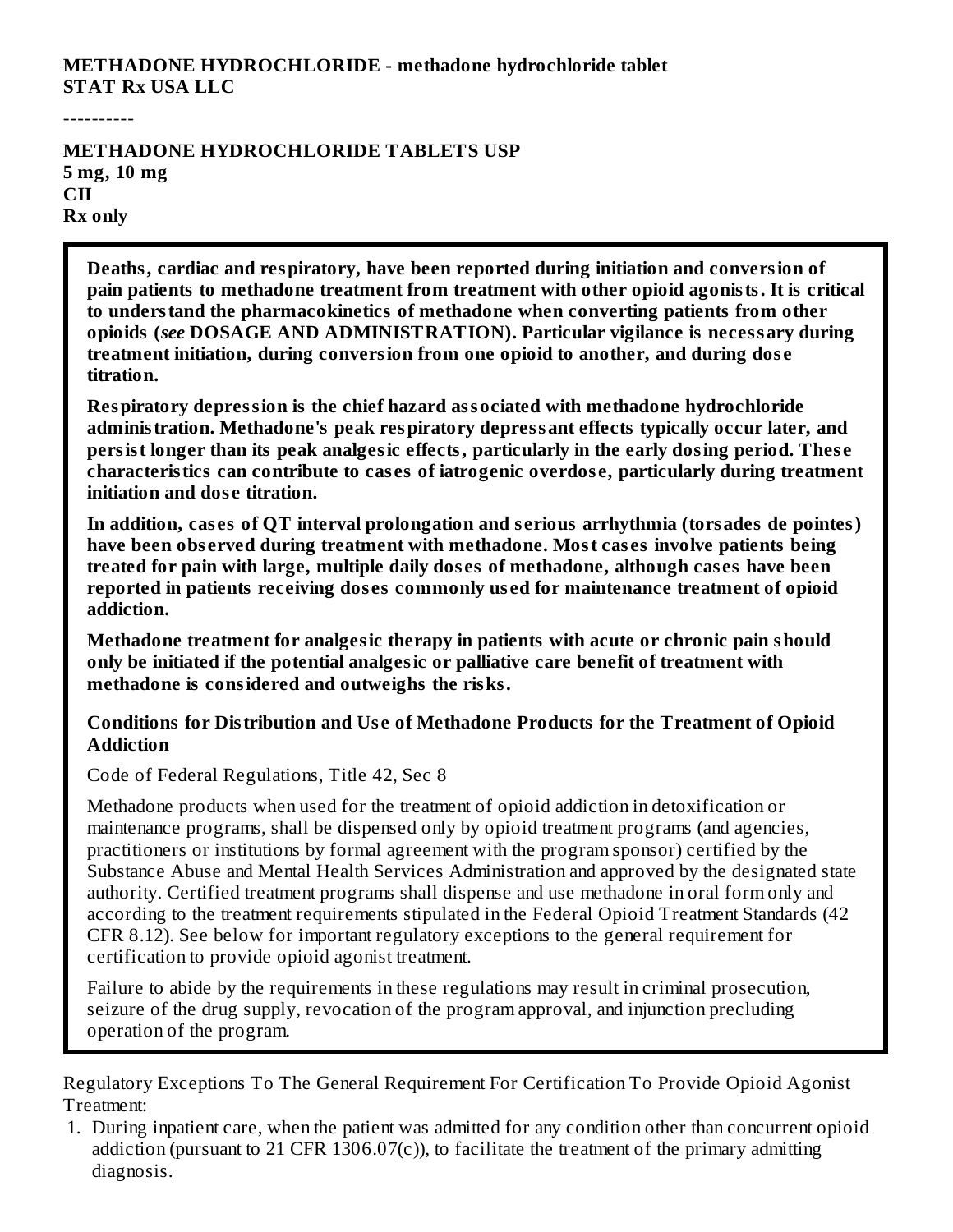**METHADONE HYDROCHLORIDE - methadone hydrochloride tablet**
**STAT Rx USA LLC**

----------

**METHADONE HYDROCHLORIDE TABLETS USP**
**5 mg, 10 mg**
**CII**
**Rx only**

**Deaths, cardiac and respiratory, have been reported during initiation and conversion of pain patients to methadone treatment from treatment with other opioid agonists. It is critical to understand the pharmacokinetics of methadone when converting patients from other opioids (*see* DOSAGE AND ADMINISTRATION). Particular vigilance is necessary during treatment initiation, during conversion from one opioid to another, and during dose titration.**

**Respiratory depression is the chief hazard associated with methadone hydrochloride administration. Methadone's peak respiratory depressant effects typically occur later, and persist longer than its peak analgesic effects, particularly in the early dosing period. These characteristics can contribute to cases of iatrogenic overdose, particularly during treatment initiation and dose titration.**

**In addition, cases of QT interval prolongation and serious arrhythmia (torsades de pointes) have been observed during treatment with methadone. Most cases involve patients being treated for pain with large, multiple daily doses of methadone, although cases have been reported in patients receiving doses commonly used for maintenance treatment of opioid addiction.**

**Methadone treatment for analgesic therapy in patients with acute or chronic pain should only be initiated if the potential analgesic or palliative care benefit of treatment with methadone is considered and outweighs the risks.**

**Conditions for Distribution and Use of Methadone Products for the Treatment of Opioid Addiction**

Code of Federal Regulations, Title 42, Sec 8

Methadone products when used for the treatment of opioid addiction in detoxification or maintenance programs, shall be dispensed only by opioid treatment programs (and agencies, practitioners or institutions by formal agreement with the program sponsor) certified by the Substance Abuse and Mental Health Services Administration and approved by the designated state authority. Certified treatment programs shall dispense and use methadone in oral form only and according to the treatment requirements stipulated in the Federal Opioid Treatment Standards (42 CFR 8.12). See below for important regulatory exceptions to the general requirement for certification to provide opioid agonist treatment.

Failure to abide by the requirements in these regulations may result in criminal prosecution, seizure of the drug supply, revocation of the program approval, and injunction precluding operation of the program.

Regulatory Exceptions To The General Requirement For Certification To Provide Opioid Agonist Treatment:

1. During inpatient care, when the patient was admitted for any condition other than concurrent opioid addiction (pursuant to 21 CFR 1306.07(c)), to facilitate the treatment of the primary admitting diagnosis.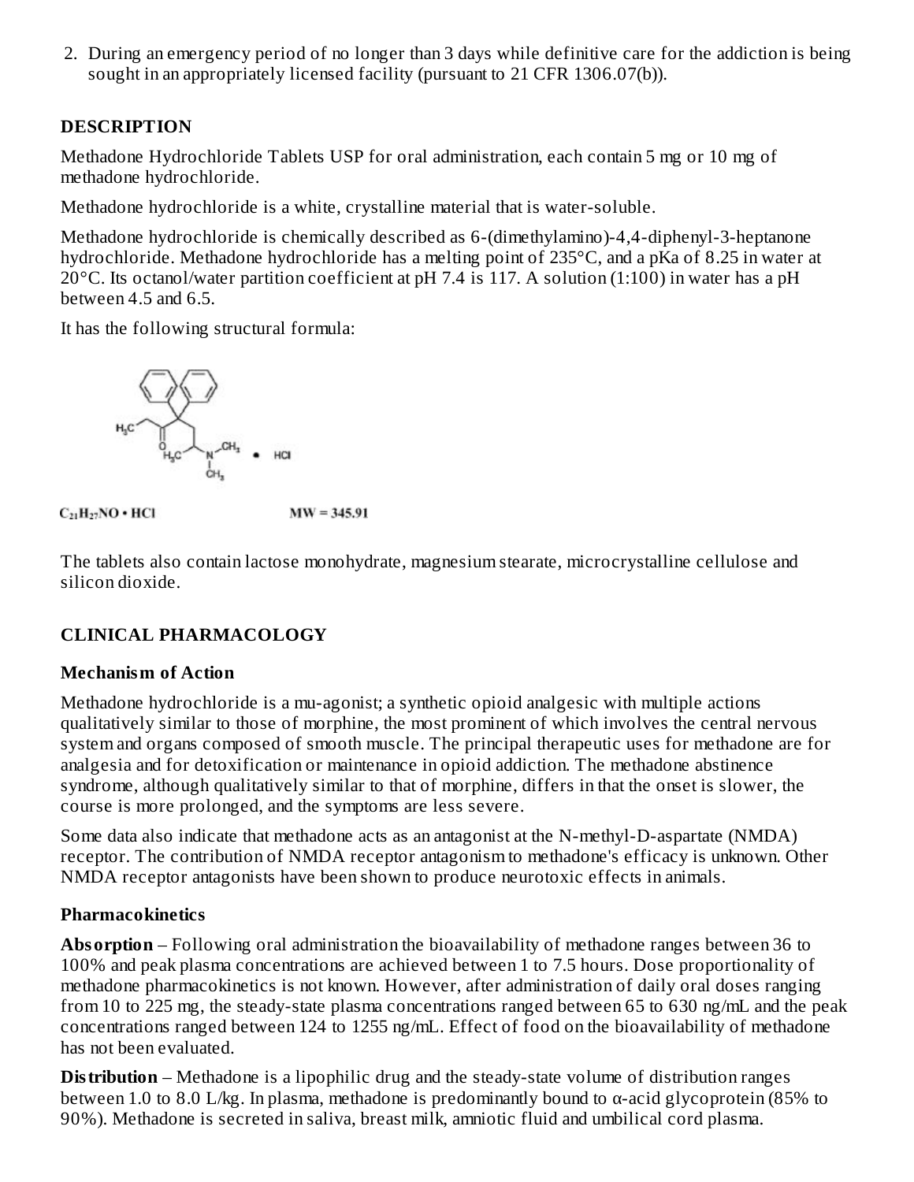2. During an emergency period of no longer than 3 days while definitive care for the addiction is being sought in an appropriately licensed facility (pursuant to 21 CFR 1306.07(b)).

## DESCRIPTION

Methadone Hydrochloride Tablets USP for oral administration, each contain 5 mg or 10 mg of methadone hydrochloride.

Methadone hydrochloride is a white, crystalline material that is water-soluble.

Methadone hydrochloride is chemically described as 6-(dimethylamino)-4,4-diphenyl-3-heptanone hydrochloride. Methadone hydrochloride has a melting point of 235°C, and a pKa of 8.25 in water at 20°C. Its octanol/water partition coefficient at pH 7.4 is 117. A solution (1:100) in water has a pH between 4.5 and 6.5.

It has the following structural formula:

$C_{21}H_{27}NO \cdot HCl$ MW = 345.91

The tablets also contain lactose monohydrate, magnesium stearate, microcrystalline cellulose and silicon dioxide.

## CLINICAL PHARMACOLOGY

### Mechanism of Action

Methadone hydrochloride is a mu-agonist; a synthetic opioid analgesic with multiple actions qualitatively similar to those of morphine, the most prominent of which involves the central nervous system and organs composed of smooth muscle. The principal therapeutic uses for methadone are for analgesia and for detoxification or maintenance in opioid addiction. The methadone abstinence syndrome, although qualitatively similar to that of morphine, differs in that the onset is slower, the course is more prolonged, and the symptoms are less severe.

Some data also indicate that methadone acts as an antagonist at the N-methyl-D-aspartate (NMDA) receptor. The contribution of NMDA receptor antagonism to methadone's efficacy is unknown. Other NMDA receptor antagonists have been shown to produce neurotoxic effects in animals.

### Pharmacokinetics

**Absorption** – Following oral administration the bioavailability of methadone ranges between 36 to 100% and peak plasma concentrations are achieved between 1 to 7.5 hours. Dose proportionality of methadone pharmacokinetics is not known. However, after administration of daily oral doses ranging from 10 to 225 mg, the steady-state plasma concentrations ranged between 65 to 630 ng/mL and the peak concentrations ranged between 124 to 1255 ng/mL. Effect of food on the bioavailability of methadone has not been evaluated.

**Distribution** – Methadone is a lipophilic drug and the steady-state volume of distribution ranges between 1.0 to 8.0 L/kg. In plasma, methadone is predominantly bound to α-acid glycoprotein (85% to 90%). Methadone is secreted in saliva, breast milk, amniotic fluid and umbilical cord plasma.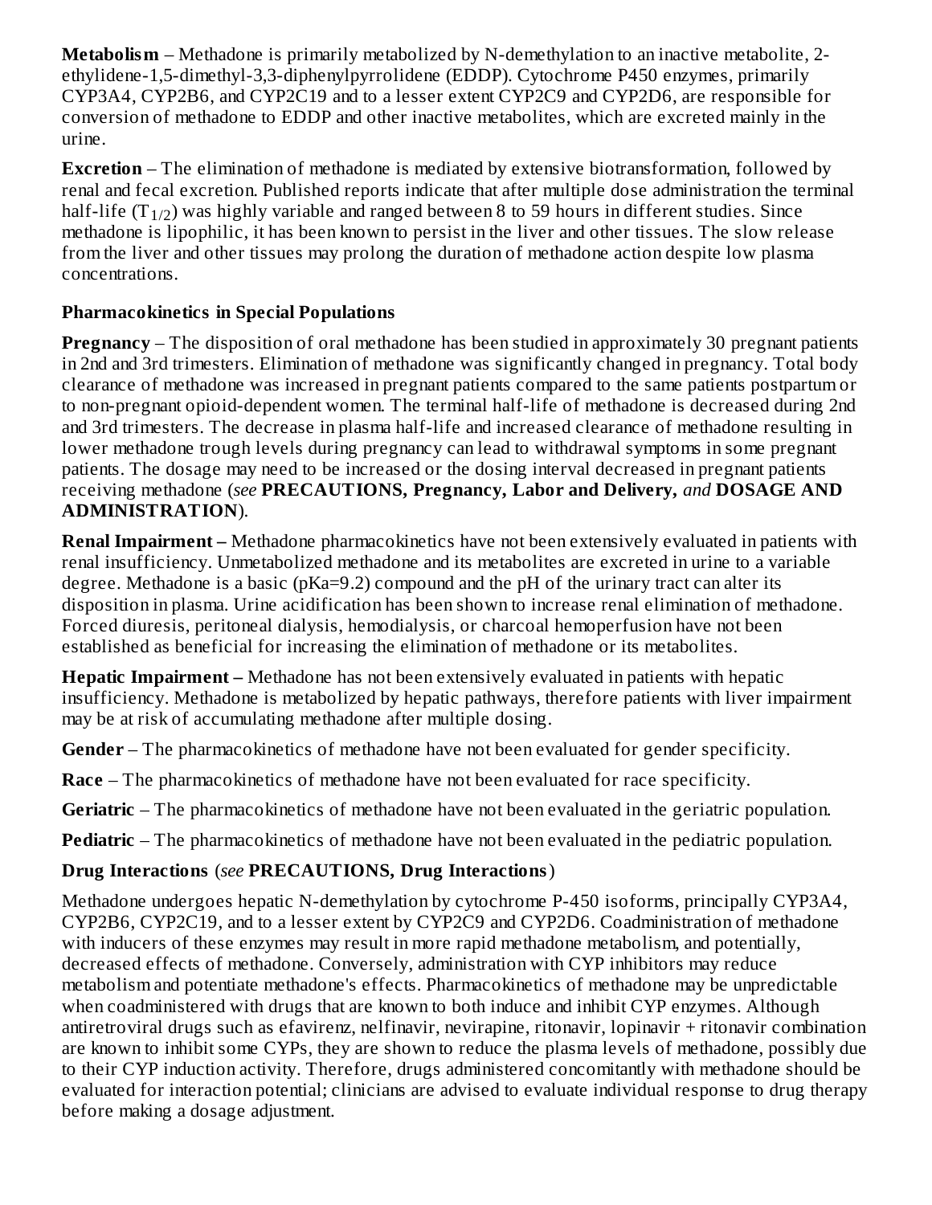**Metabolism** – Methadone is primarily metabolized by N-demethylation to an inactive metabolite, 2-ethylidene-1,5-dimethyl-3,3-diphenylpyrrolidene (EDDP). Cytochrome P450 enzymes, primarily CYP3A4, CYP2B6, and CYP2C19 and to a lesser extent CYP2C9 and CYP2D6, are responsible for conversion of methadone to EDDP and other inactive metabolites, which are excreted mainly in the urine.

**Excretion** – The elimination of methadone is mediated by extensive biotransformation, followed by renal and fecal excretion. Published reports indicate that after multiple dose administration the terminal half-life ($T_{1/2}$) was highly variable and ranged between 8 to 59 hours in different studies. Since methadone is lipophilic, it has been known to persist in the liver and other tissues. The slow release from the liver and other tissues may prolong the duration of methadone action despite low plasma concentrations.

**Pharmacokinetics in Special Populations**

**Pregnancy** – The disposition of oral methadone has been studied in approximately 30 pregnant patients in 2nd and 3rd trimesters. Elimination of methadone was significantly changed in pregnancy. Total body clearance of methadone was increased in pregnant patients compared to the same patients postpartum or to non-pregnant opioid-dependent women. The terminal half-life of methadone is decreased during 2nd and 3rd trimesters. The decrease in plasma half-life and increased clearance of methadone resulting in lower methadone trough levels during pregnancy can lead to withdrawal symptoms in some pregnant patients. The dosage may need to be increased or the dosing interval decreased in pregnant patients receiving methadone (*see* **PRECAUTIONS, Pregnancy, Labor and Delivery,** *and* **DOSAGE AND ADMINISTRATION**).

**Renal Impairment –** Methadone pharmacokinetics have not been extensively evaluated in patients with renal insufficiency. Unmetabolized methadone and its metabolites are excreted in urine to a variable degree. Methadone is a basic (pKa=9.2) compound and the pH of the urinary tract can alter its disposition in plasma. Urine acidification has been shown to increase renal elimination of methadone. Forced diuresis, peritoneal dialysis, hemodialysis, or charcoal hemoperfusion have not been established as beneficial for increasing the elimination of methadone or its metabolites.

**Hepatic Impairment –** Methadone has not been extensively evaluated in patients with hepatic insufficiency. Methadone is metabolized by hepatic pathways, therefore patients with liver impairment may be at risk of accumulating methadone after multiple dosing.

**Gender** – The pharmacokinetics of methadone have not been evaluated for gender specificity.

**Race** – The pharmacokinetics of methadone have not been evaluated for race specificity.

**Geriatric** – The pharmacokinetics of methadone have not been evaluated in the geriatric population.

**Pediatric** – The pharmacokinetics of methadone have not been evaluated in the pediatric population.

**Drug Interactions** (*see* **PRECAUTIONS, Drug Interactions**)

Methadone undergoes hepatic N-demethylation by cytochrome P-450 isoforms, principally CYP3A4, CYP2B6, CYP2C19, and to a lesser extent by CYP2C9 and CYP2D6. Coadministration of methadone with inducers of these enzymes may result in more rapid methadone metabolism, and potentially, decreased effects of methadone. Conversely, administration with CYP inhibitors may reduce metabolism and potentiate methadone's effects. Pharmacokinetics of methadone may be unpredictable when coadministered with drugs that are known to both induce and inhibit CYP enzymes. Although antiretroviral drugs such as efavirenz, nelfinavir, nevirapine, ritonavir, lopinavir + ritonavir combination are known to inhibit some CYPs, they are shown to reduce the plasma levels of methadone, possibly due to their CYP induction activity. Therefore, drugs administered concomitantly with methadone should be evaluated for interaction potential; clinicians are advised to evaluate individual response to drug therapy before making a dosage adjustment.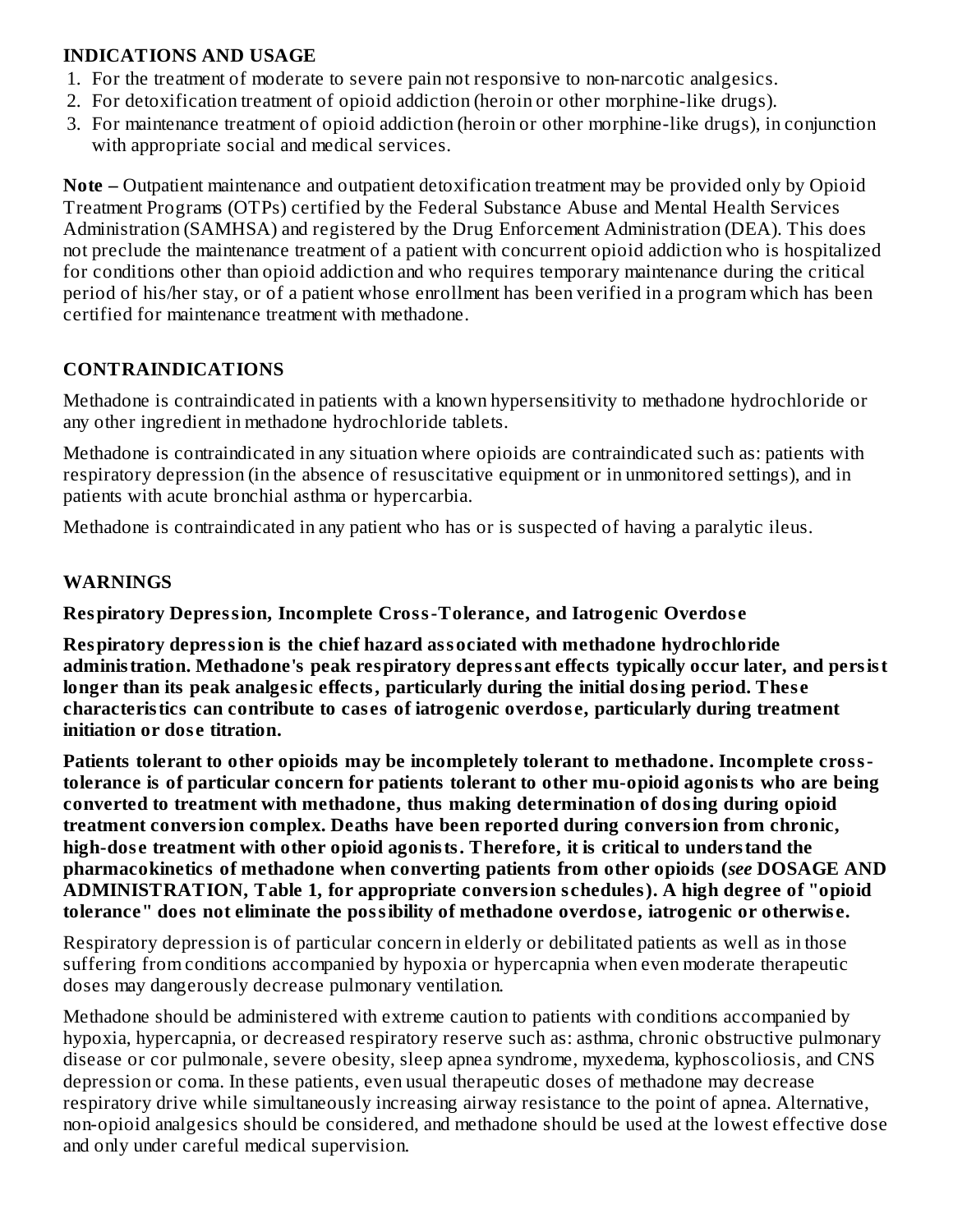## INDICATIONS AND USAGE

1. For the treatment of moderate to severe pain not responsive to non-narcotic analgesics.
2. For detoxification treatment of opioid addiction (heroin or other morphine-like drugs).
3. For maintenance treatment of opioid addiction (heroin or other morphine-like drugs), in conjunction with appropriate social and medical services.

**Note –** Outpatient maintenance and outpatient detoxification treatment may be provided only by Opioid Treatment Programs (OTPs) certified by the Federal Substance Abuse and Mental Health Services Administration (SAMHSA) and registered by the Drug Enforcement Administration (DEA). This does not preclude the maintenance treatment of a patient with concurrent opioid addiction who is hospitalized for conditions other than opioid addiction and who requires temporary maintenance during the critical period of his/her stay, or of a patient whose enrollment has been verified in a program which has been certified for maintenance treatment with methadone.

## CONTRAINDICATIONS

Methadone is contraindicated in patients with a known hypersensitivity to methadone hydrochloride or any other ingredient in methadone hydrochloride tablets.

Methadone is contraindicated in any situation where opioids are contraindicated such as: patients with respiratory depression (in the absence of resuscitative equipment or in unmonitored settings), and in patients with acute bronchial asthma or hypercarbia.

Methadone is contraindicated in any patient who has or is suspected of having a paralytic ileus.

## WARNINGS

### Respiratory Depression, Incomplete Cross-Tolerance, and Iatrogenic Overdose

**Respiratory depression is the chief hazard associated with methadone hydrochloride administration. Methadone's peak respiratory depressant effects typically occur later, and persist longer than its peak analgesic effects, particularly during the initial dosing period. These characteristics can contribute to cases of iatrogenic overdose, particularly during treatment initiation or dose titration.**

**Patients tolerant to other opioids may be incompletely tolerant to methadone. Incomplete cross-tolerance is of particular concern for patients tolerant to other mu-opioid agonists who are being converted to treatment with methadone, thus making determination of dosing during opioid treatment conversion complex. Deaths have been reported during conversion from chronic, high-dose treatment with other opioid agonists. Therefore, it is critical to understand the pharmacokinetics of methadone when converting patients from other opioids (*see* DOSAGE AND ADMINISTRATION, Table 1, for appropriate conversion schedules). A high degree of "opioid tolerance" does not eliminate the possibility of methadone overdose, iatrogenic or otherwise.**

Respiratory depression is of particular concern in elderly or debilitated patients as well as in those suffering from conditions accompanied by hypoxia or hypercapnia when even moderate therapeutic doses may dangerously decrease pulmonary ventilation.

Methadone should be administered with extreme caution to patients with conditions accompanied by hypoxia, hypercapnia, or decreased respiratory reserve such as: asthma, chronic obstructive pulmonary disease or cor pulmonale, severe obesity, sleep apnea syndrome, myxedema, kyphoscoliosis, and CNS depression or coma. In these patients, even usual therapeutic doses of methadone may decrease respiratory drive while simultaneously increasing airway resistance to the point of apnea. Alternative, non-opioid analgesics should be considered, and methadone should be used at the lowest effective dose and only under careful medical supervision.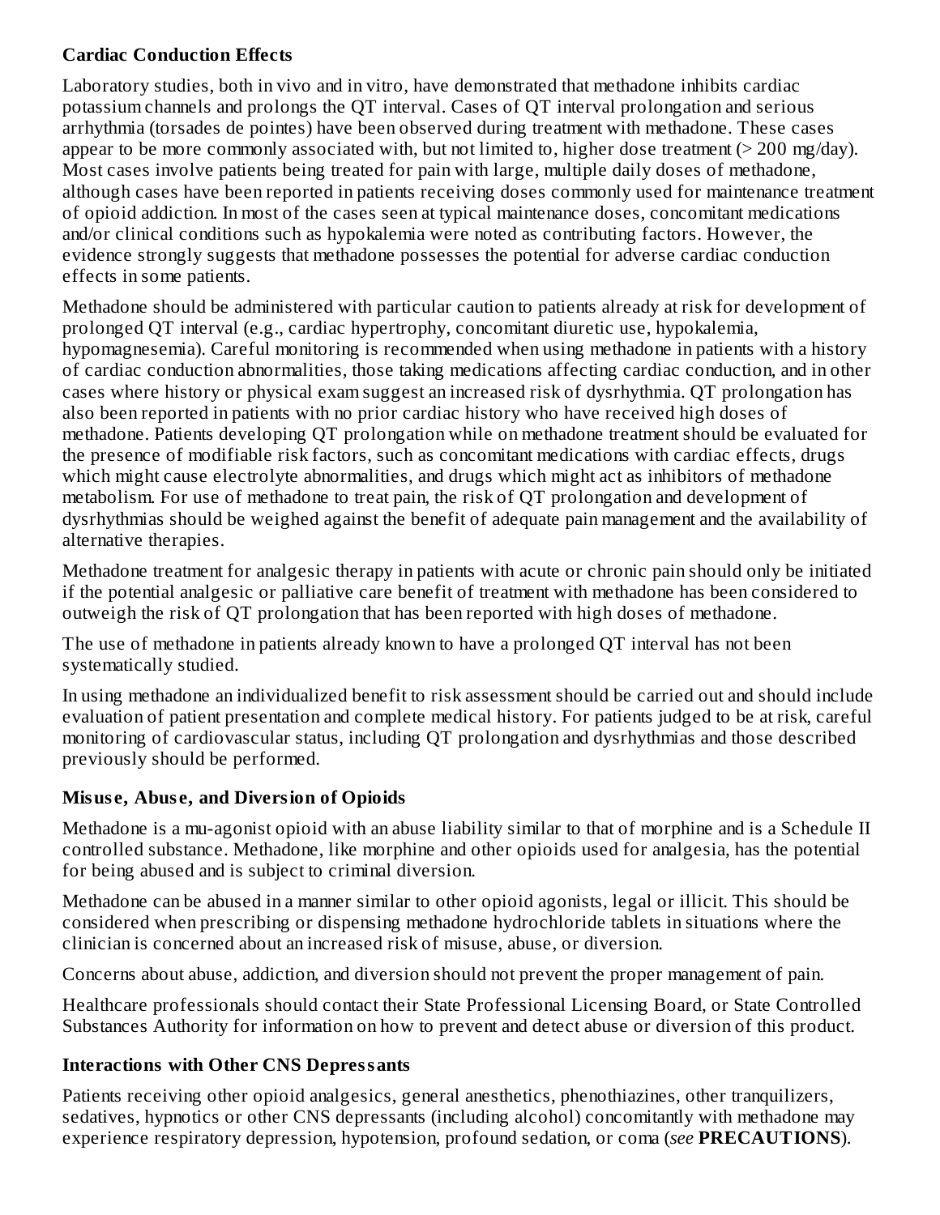**Cardiac Conduction Effects**

Laboratory studies, both in vivo and in vitro, have demonstrated that methadone inhibits cardiac potassium channels and prolongs the QT interval. Cases of QT interval prolongation and serious arrhythmia (torsades de pointes) have been observed during treatment with methadone. These cases appear to be more commonly associated with, but not limited to, higher dose treatment (> 200 mg/day). Most cases involve patients being treated for pain with large, multiple daily doses of methadone, although cases have been reported in patients receiving doses commonly used for maintenance treatment of opioid addiction. In most of the cases seen at typical maintenance doses, concomitant medications and/or clinical conditions such as hypokalemia were noted as contributing factors. However, the evidence strongly suggests that methadone possesses the potential for adverse cardiac conduction effects in some patients.

Methadone should be administered with particular caution to patients already at risk for development of prolonged QT interval (e.g., cardiac hypertrophy, concomitant diuretic use, hypokalemia, hypomagnesemia). Careful monitoring is recommended when using methadone in patients with a history of cardiac conduction abnormalities, those taking medications affecting cardiac conduction, and in other cases where history or physical exam suggest an increased risk of dysrhythmia. QT prolongation has also been reported in patients with no prior cardiac history who have received high doses of methadone. Patients developing QT prolongation while on methadone treatment should be evaluated for the presence of modifiable risk factors, such as concomitant medications with cardiac effects, drugs which might cause electrolyte abnormalities, and drugs which might act as inhibitors of methadone metabolism. For use of methadone to treat pain, the risk of QT prolongation and development of dysrhythmias should be weighed against the benefit of adequate pain management and the availability of alternative therapies.

Methadone treatment for analgesic therapy in patients with acute or chronic pain should only be initiated if the potential analgesic or palliative care benefit of treatment with methadone has been considered to outweigh the risk of QT prolongation that has been reported with high doses of methadone.

The use of methadone in patients already known to have a prolonged QT interval has not been systematically studied.

In using methadone an individualized benefit to risk assessment should be carried out and should include evaluation of patient presentation and complete medical history. For patients judged to be at risk, careful monitoring of cardiovascular status, including QT prolongation and dysrhythmias and those described previously should be performed.

**Misuse, Abuse, and Diversion of Opioids**

Methadone is a mu-agonist opioid with an abuse liability similar to that of morphine and is a Schedule II controlled substance. Methadone, like morphine and other opioids used for analgesia, has the potential for being abused and is subject to criminal diversion.

Methadone can be abused in a manner similar to other opioid agonists, legal or illicit. This should be considered when prescribing or dispensing methadone hydrochloride tablets in situations where the clinician is concerned about an increased risk of misuse, abuse, or diversion.

Concerns about abuse, addiction, and diversion should not prevent the proper management of pain.

Healthcare professionals should contact their State Professional Licensing Board, or State Controlled Substances Authority for information on how to prevent and detect abuse or diversion of this product.

**Interactions with Other CNS Depressants**

Patients receiving other opioid analgesics, general anesthetics, phenothiazines, other tranquilizers, sedatives, hypnotics or other CNS depressants (including alcohol) concomitantly with methadone may experience respiratory depression, hypotension, profound sedation, or coma (*see* **PRECAUTIONS**).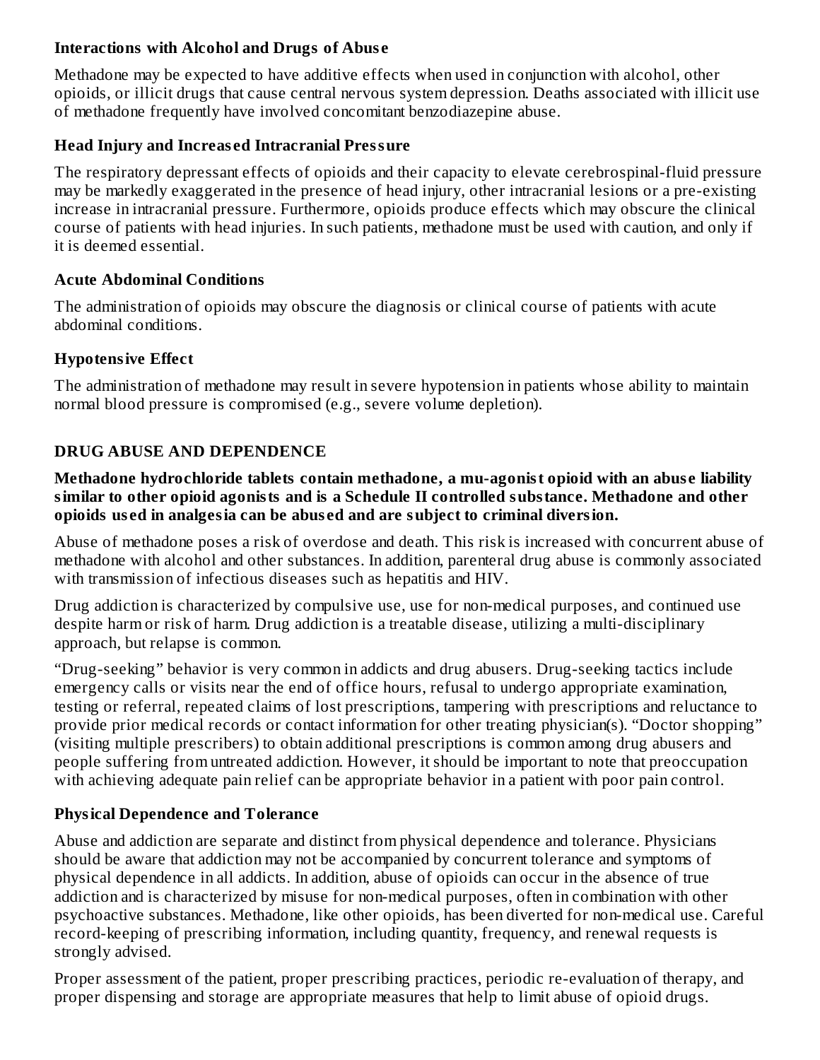### Interactions with Alcohol and Drugs of Abuse

Methadone may be expected to have additive effects when used in conjunction with alcohol, other opioids, or illicit drugs that cause central nervous system depression. Deaths associated with illicit use of methadone frequently have involved concomitant benzodiazepine abuse.

### Head Injury and Increased Intracranial Pressure

The respiratory depressant effects of opioids and their capacity to elevate cerebrospinal-fluid pressure may be markedly exaggerated in the presence of head injury, other intracranial lesions or a pre-existing increase in intracranial pressure. Furthermore, opioids produce effects which may obscure the clinical course of patients with head injuries. In such patients, methadone must be used with caution, and only if it is deemed essential.

### Acute Abdominal Conditions

The administration of opioids may obscure the diagnosis or clinical course of patients with acute abdominal conditions.

### Hypotensive Effect

The administration of methadone may result in severe hypotension in patients whose ability to maintain normal blood pressure is compromised (e.g., severe volume depletion).

## DRUG ABUSE AND DEPENDENCE

**Methadone hydrochloride tablets contain methadone, a mu-agonist opioid with an abuse liability similar to other opioid agonists and is a Schedule II controlled substance. Methadone and other opioids used in analgesia can be abused and are subject to criminal diversion.**

Abuse of methadone poses a risk of overdose and death. This risk is increased with concurrent abuse of methadone with alcohol and other substances. In addition, parenteral drug abuse is commonly associated with transmission of infectious diseases such as hepatitis and HIV.

Drug addiction is characterized by compulsive use, use for non-medical purposes, and continued use despite harm or risk of harm. Drug addiction is a treatable disease, utilizing a multi-disciplinary approach, but relapse is common.

“Drug-seeking” behavior is very common in addicts and drug abusers. Drug-seeking tactics include emergency calls or visits near the end of office hours, refusal to undergo appropriate examination, testing or referral, repeated claims of lost prescriptions, tampering with prescriptions and reluctance to provide prior medical records or contact information for other treating physician(s). “Doctor shopping” (visiting multiple prescribers) to obtain additional prescriptions is common among drug abusers and people suffering from untreated addiction. However, it should be important to note that preoccupation with achieving adequate pain relief can be appropriate behavior in a patient with poor pain control.

### Physical Dependence and Tolerance

Abuse and addiction are separate and distinct from physical dependence and tolerance. Physicians should be aware that addiction may not be accompanied by concurrent tolerance and symptoms of physical dependence in all addicts. In addition, abuse of opioids can occur in the absence of true addiction and is characterized by misuse for non-medical purposes, often in combination with other psychoactive substances. Methadone, like other opioids, has been diverted for non-medical use. Careful record-keeping of prescribing information, including quantity, frequency, and renewal requests is strongly advised.

Proper assessment of the patient, proper prescribing practices, periodic re-evaluation of therapy, and proper dispensing and storage are appropriate measures that help to limit abuse of opioid drugs.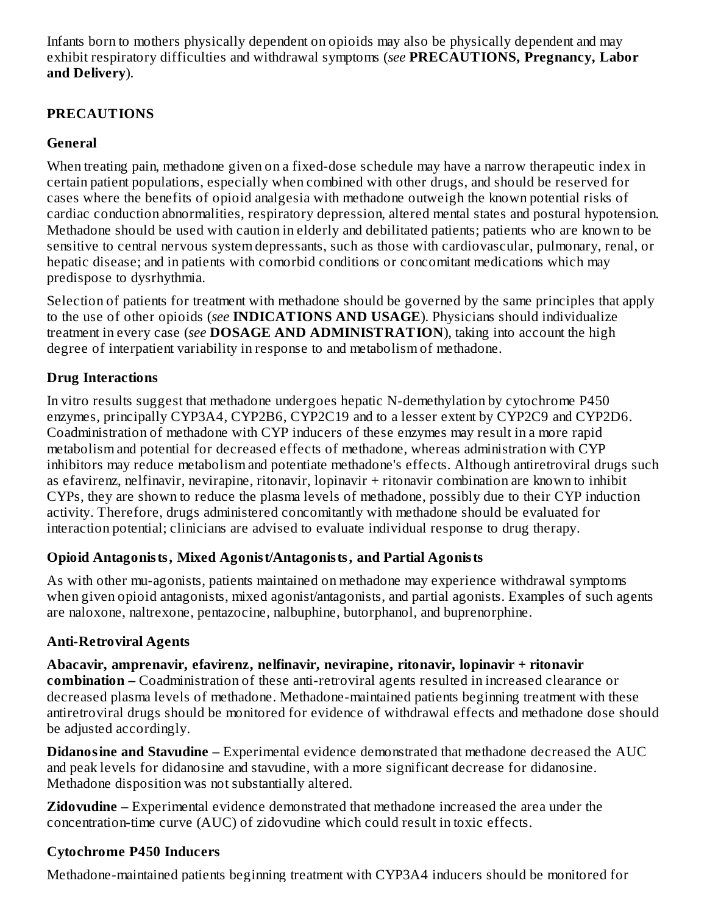Infants born to mothers physically dependent on opioids may also be physically dependent and may exhibit respiratory difficulties and withdrawal symptoms (*see* **PRECAUTIONS, Pregnancy, Labor and Delivery**).

## PRECAUTIONS

### General

When treating pain, methadone given on a fixed-dose schedule may have a narrow therapeutic index in certain patient populations, especially when combined with other drugs, and should be reserved for cases where the benefits of opioid analgesia with methadone outweigh the known potential risks of cardiac conduction abnormalities, respiratory depression, altered mental states and postural hypotension. Methadone should be used with caution in elderly and debilitated patients; patients who are known to be sensitive to central nervous system depressants, such as those with cardiovascular, pulmonary, renal, or hepatic disease; and in patients with comorbid conditions or concomitant medications which may predispose to dysrhythmia.

Selection of patients for treatment with methadone should be governed by the same principles that apply to the use of other opioids (*see* **INDICATIONS AND USAGE**). Physicians should individualize treatment in every case (*see* **DOSAGE AND ADMINISTRATION**), taking into account the high degree of interpatient variability in response to and metabolism of methadone.

### Drug Interactions

In vitro results suggest that methadone undergoes hepatic N-demethylation by cytochrome P450 enzymes, principally CYP3A4, CYP2B6, CYP2C19 and to a lesser extent by CYP2C9 and CYP2D6. Coadministration of methadone with CYP inducers of these enzymes may result in a more rapid metabolism and potential for decreased effects of methadone, whereas administration with CYP inhibitors may reduce metabolism and potentiate methadone's effects. Although antiretroviral drugs such as efavirenz, nelfinavir, nevirapine, ritonavir, lopinavir + ritonavir combination are known to inhibit CYPs, they are shown to reduce the plasma levels of methadone, possibly due to their CYP induction activity. Therefore, drugs administered concomitantly with methadone should be evaluated for interaction potential; clinicians are advised to evaluate individual response to drug therapy.

### Opioid Antagonists, Mixed Agonist/Antagonists, and Partial Agonists

As with other mu-agonists, patients maintained on methadone may experience withdrawal symptoms when given opioid antagonists, mixed agonist/antagonists, and partial agonists. Examples of such agents are naloxone, naltrexone, pentazocine, nalbuphine, butorphanol, and buprenorphine.

### Anti-Retroviral Agents

**Abacavir, amprenavir, efavirenz, nelfinavir, nevirapine, ritonavir, lopinavir + ritonavir combination –** Coadministration of these anti-retroviral agents resulted in increased clearance or decreased plasma levels of methadone. Methadone-maintained patients beginning treatment with these antiretroviral drugs should be monitored for evidence of withdrawal effects and methadone dose should be adjusted accordingly.

**Didanosine and Stavudine –** Experimental evidence demonstrated that methadone decreased the AUC and peak levels for didanosine and stavudine, with a more significant decrease for didanosine. Methadone disposition was not substantially altered.

**Zidovudine –** Experimental evidence demonstrated that methadone increased the area under the concentration-time curve (AUC) of zidovudine which could result in toxic effects.

### Cytochrome P450 Inducers

Methadone-maintained patients beginning treatment with CYP3A4 inducers should be monitored for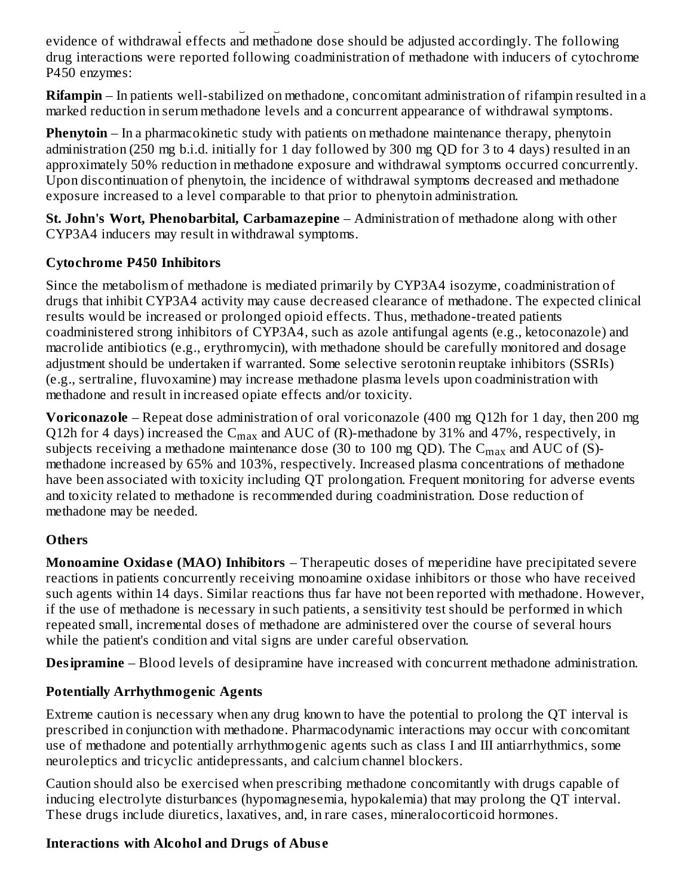evidence of withdrawal effects and methadone dose should be adjusted accordingly. The following drug interactions were reported following coadministration of methadone with inducers of cytochrome P450 enzymes:

**Rifampin** – In patients well-stabilized on methadone, concomitant administration of rifampin resulted in a marked reduction in serum methadone levels and a concurrent appearance of withdrawal symptoms.

**Phenytoin** – In a pharmacokinetic study with patients on methadone maintenance therapy, phenytoin administration (250 mg b.i.d. initially for 1 day followed by 300 mg QD for 3 to 4 days) resulted in an approximately 50% reduction in methadone exposure and withdrawal symptoms occurred concurrently. Upon discontinuation of phenytoin, the incidence of withdrawal symptoms decreased and methadone exposure increased to a level comparable to that prior to phenytoin administration.

**St. John's Wort, Phenobarbital, Carbamazepine** – Administration of methadone along with other CYP3A4 inducers may result in withdrawal symptoms.

### Cytochrome P450 Inhibitors

Since the metabolism of methadone is mediated primarily by CYP3A4 isozyme, coadministration of drugs that inhibit CYP3A4 activity may cause decreased clearance of methadone. The expected clinical results would be increased or prolonged opioid effects. Thus, methadone-treated patients coadministered strong inhibitors of CYP3A4, such as azole antifungal agents (e.g., ketoconazole) and macrolide antibiotics (e.g., erythromycin), with methadone should be carefully monitored and dosage adjustment should be undertaken if warranted. Some selective serotonin reuptake inhibitors (SSRIs) (e.g., sertraline, fluvoxamine) may increase methadone plasma levels upon coadministration with methadone and result in increased opiate effects and/or toxicity.

**Voriconazole** – Repeat dose administration of oral voriconazole (400 mg Q12h for 1 day, then 200 mg Q12h for 4 days) increased the $C_{max}$ and AUC of (R)-methadone by 31% and 47%, respectively, in subjects receiving a methadone maintenance dose (30 to 100 mg QD). The $C_{max}$ and AUC of (S)-methadone increased by 65% and 103%, respectively. Increased plasma concentrations of methadone have been associated with toxicity including QT prolongation. Frequent monitoring for adverse events and toxicity related to methadone is recommended during coadministration. Dose reduction of methadone may be needed.

### Others

**Monoamine Oxidase (MAO) Inhibitors** – Therapeutic doses of meperidine have precipitated severe reactions in patients concurrently receiving monoamine oxidase inhibitors or those who have received such agents within 14 days. Similar reactions thus far have not been reported with methadone. However, if the use of methadone is necessary in such patients, a sensitivity test should be performed in which repeated small, incremental doses of methadone are administered over the course of several hours while the patient's condition and vital signs are under careful observation.

**Desipramine** – Blood levels of desipramine have increased with concurrent methadone administration.

### Potentially Arrhythmogenic Agents

Extreme caution is necessary when any drug known to have the potential to prolong the QT interval is prescribed in conjunction with methadone. Pharmacodynamic interactions may occur with concomitant use of methadone and potentially arrhythmogenic agents such as class I and III antiarrhythmics, some neuroleptics and tricyclic antidepressants, and calcium channel blockers.

Caution should also be exercised when prescribing methadone concomitantly with drugs capable of inducing electrolyte disturbances (hypomagnesemia, hypokalemia) that may prolong the QT interval. These drugs include diuretics, laxatives, and, in rare cases, mineralocorticoid hormones.

### Interactions with Alcohol and Drugs of Abuse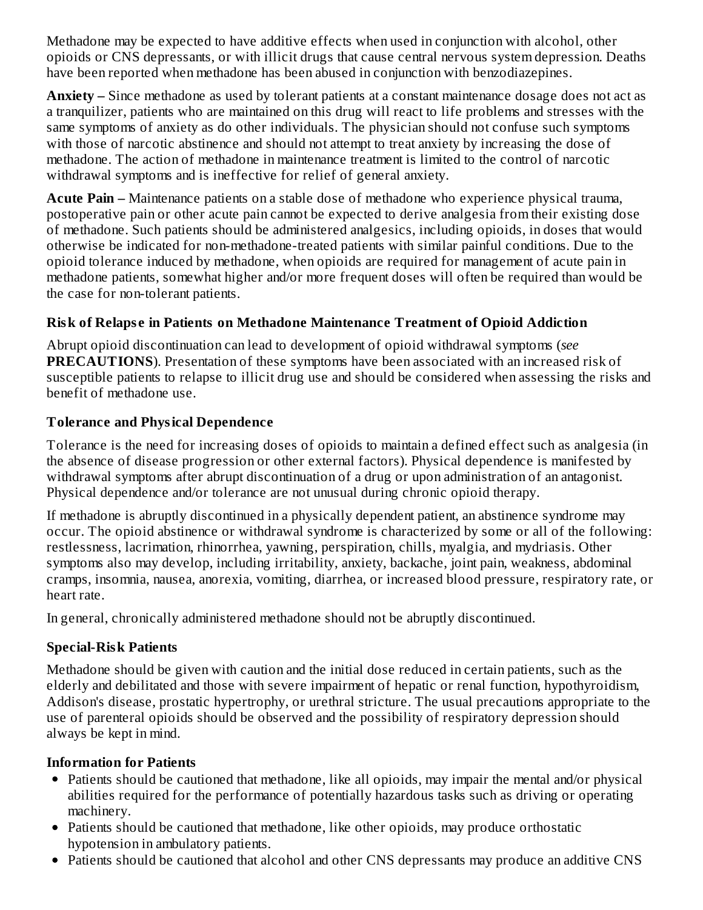Methadone may be expected to have additive effects when used in conjunction with alcohol, other opioids or CNS depressants, or with illicit drugs that cause central nervous system depression. Deaths have been reported when methadone has been abused in conjunction with benzodiazepines.

**Anxiety –** Since methadone as used by tolerant patients at a constant maintenance dosage does not act as a tranquilizer, patients who are maintained on this drug will react to life problems and stresses with the same symptoms of anxiety as do other individuals. The physician should not confuse such symptoms with those of narcotic abstinence and should not attempt to treat anxiety by increasing the dose of methadone. The action of methadone in maintenance treatment is limited to the control of narcotic withdrawal symptoms and is ineffective for relief of general anxiety.

**Acute Pain –** Maintenance patients on a stable dose of methadone who experience physical trauma, postoperative pain or other acute pain cannot be expected to derive analgesia from their existing dose of methadone. Such patients should be administered analgesics, including opioids, in doses that would otherwise be indicated for non-methadone-treated patients with similar painful conditions. Due to the opioid tolerance induced by methadone, when opioids are required for management of acute pain in methadone patients, somewhat higher and/or more frequent doses will often be required than would be the case for non-tolerant patients.

### Risk of Relapse in Patients on Methadone Maintenance Treatment of Opioid Addiction

Abrupt opioid discontinuation can lead to development of opioid withdrawal symptoms (*see* **PRECAUTIONS**). Presentation of these symptoms have been associated with an increased risk of susceptible patients to relapse to illicit drug use and should be considered when assessing the risks and benefit of methadone use.

### Tolerance and Physical Dependence

Tolerance is the need for increasing doses of opioids to maintain a defined effect such as analgesia (in the absence of disease progression or other external factors). Physical dependence is manifested by withdrawal symptoms after abrupt discontinuation of a drug or upon administration of an antagonist. Physical dependence and/or tolerance are not unusual during chronic opioid therapy.

If methadone is abruptly discontinued in a physically dependent patient, an abstinence syndrome may occur. The opioid abstinence or withdrawal syndrome is characterized by some or all of the following: restlessness, lacrimation, rhinorrhea, yawning, perspiration, chills, myalgia, and mydriasis. Other symptoms also may develop, including irritability, anxiety, backache, joint pain, weakness, abdominal cramps, insomnia, nausea, anorexia, vomiting, diarrhea, or increased blood pressure, respiratory rate, or heart rate.

In general, chronically administered methadone should not be abruptly discontinued.

### Special-Risk Patients

Methadone should be given with caution and the initial dose reduced in certain patients, such as the elderly and debilitated and those with severe impairment of hepatic or renal function, hypothyroidism, Addison's disease, prostatic hypertrophy, or urethral stricture. The usual precautions appropriate to the use of parenteral opioids should be observed and the possibility of respiratory depression should always be kept in mind.

### Information for Patients

- Patients should be cautioned that methadone, like all opioids, may impair the mental and/or physical abilities required for the performance of potentially hazardous tasks such as driving or operating machinery.
- Patients should be cautioned that methadone, like other opioids, may produce orthostatic hypotension in ambulatory patients.
- Patients should be cautioned that alcohol and other CNS depressants may produce an additive CNS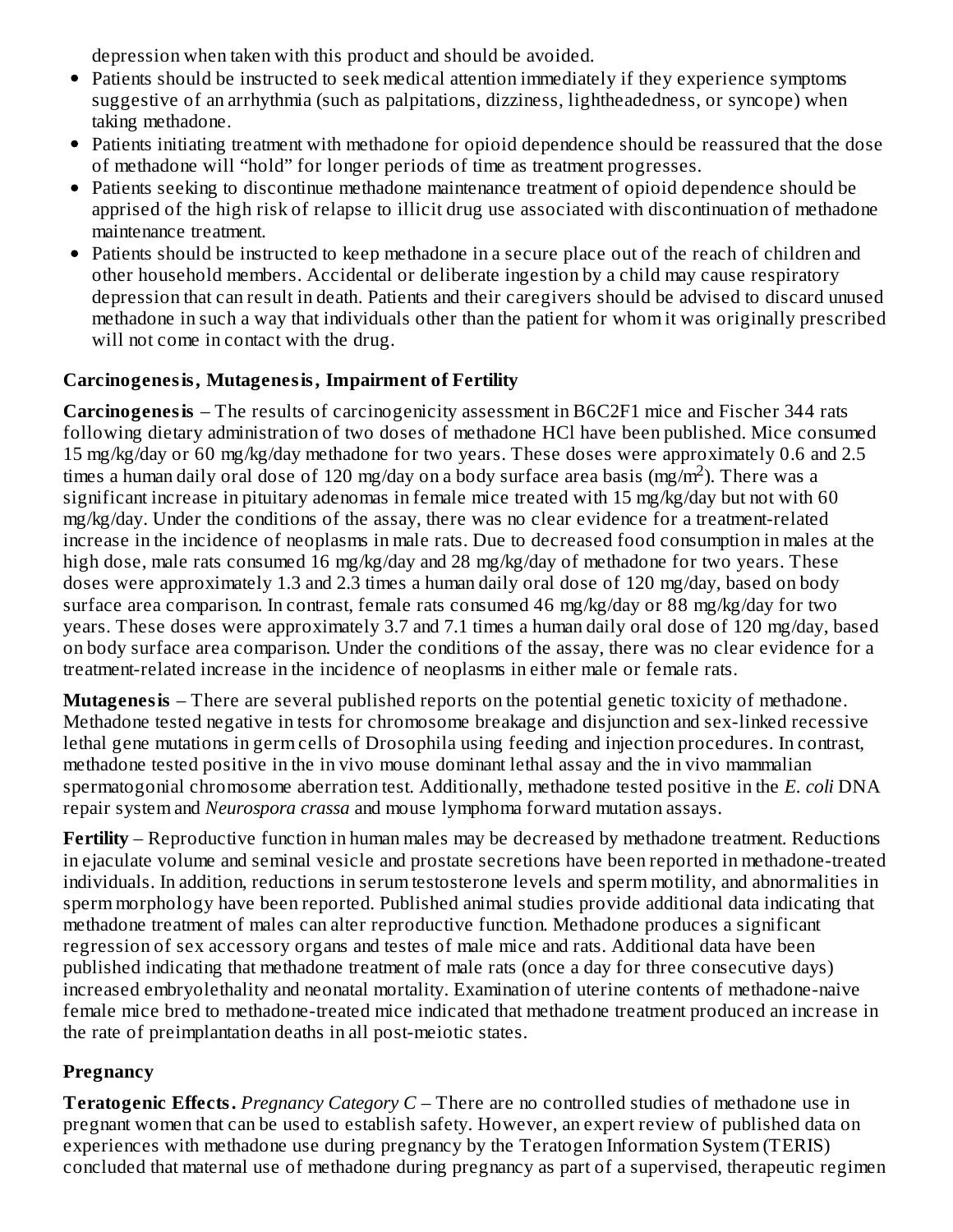depression when taken with this product and should be avoided.

- Patients should be instructed to seek medical attention immediately if they experience symptoms suggestive of an arrhythmia (such as palpitations, dizziness, lightheadedness, or syncope) when taking methadone.
- Patients initiating treatment with methadone for opioid dependence should be reassured that the dose of methadone will "hold" for longer periods of time as treatment progresses.
- Patients seeking to discontinue methadone maintenance treatment of opioid dependence should be apprised of the high risk of relapse to illicit drug use associated with discontinuation of methadone maintenance treatment.
- Patients should be instructed to keep methadone in a secure place out of the reach of children and other household members. Accidental or deliberate ingestion by a child may cause respiratory depression that can result in death. Patients and their caregivers should be advised to discard unused methadone in such a way that individuals other than the patient for whom it was originally prescribed will not come in contact with the drug.

### Carcinogenesis, Mutagenesis, Impairment of Fertility

**Carcinogenesis** – The results of carcinogenicity assessment in B6C2F1 mice and Fischer 344 rats following dietary administration of two doses of methadone HCl have been published. Mice consumed 15 mg/kg/day or 60 mg/kg/day methadone for two years. These doses were approximately 0.6 and 2.5 times a human daily oral dose of 120 mg/day on a body surface area basis ($mg/m^2$). There was a significant increase in pituitary adenomas in female mice treated with 15 mg/kg/day but not with 60 mg/kg/day. Under the conditions of the assay, there was no clear evidence for a treatment-related increase in the incidence of neoplasms in male rats. Due to decreased food consumption in males at the high dose, male rats consumed 16 mg/kg/day and 28 mg/kg/day of methadone for two years. These doses were approximately 1.3 and 2.3 times a human daily oral dose of 120 mg/day, based on body surface area comparison. In contrast, female rats consumed 46 mg/kg/day or 88 mg/kg/day for two years. These doses were approximately 3.7 and 7.1 times a human daily oral dose of 120 mg/day, based on body surface area comparison. Under the conditions of the assay, there was no clear evidence for a treatment-related increase in the incidence of neoplasms in either male or female rats.

**Mutagenesis** – There are several published reports on the potential genetic toxicity of methadone. Methadone tested negative in tests for chromosome breakage and disjunction and sex-linked recessive lethal gene mutations in germ cells of Drosophila using feeding and injection procedures. In contrast, methadone tested positive in the in vivo mouse dominant lethal assay and the in vivo mammalian spermatogonial chromosome aberration test. Additionally, methadone tested positive in the *E. coli* DNA repair system and *Neurospora crassa* and mouse lymphoma forward mutation assays.

**Fertility** – Reproductive function in human males may be decreased by methadone treatment. Reductions in ejaculate volume and seminal vesicle and prostate secretions have been reported in methadone-treated individuals. In addition, reductions in serum testosterone levels and sperm motility, and abnormalities in sperm morphology have been reported. Published animal studies provide additional data indicating that methadone treatment of males can alter reproductive function. Methadone produces a significant regression of sex accessory organs and testes of male mice and rats. Additional data have been published indicating that methadone treatment of male rats (once a day for three consecutive days) increased embryolethality and neonatal mortality. Examination of uterine contents of methadone-naive female mice bred to methadone-treated mice indicated that methadone treatment produced an increase in the rate of preimplantation deaths in all post-meiotic states.

### Pregnancy

**Teratogenic Effects.** *Pregnancy Category C* – There are no controlled studies of methadone use in pregnant women that can be used to establish safety. However, an expert review of published data on experiences with methadone use during pregnancy by the Teratogen Information System (TERIS) concluded that maternal use of methadone during pregnancy as part of a supervised, therapeutic regimen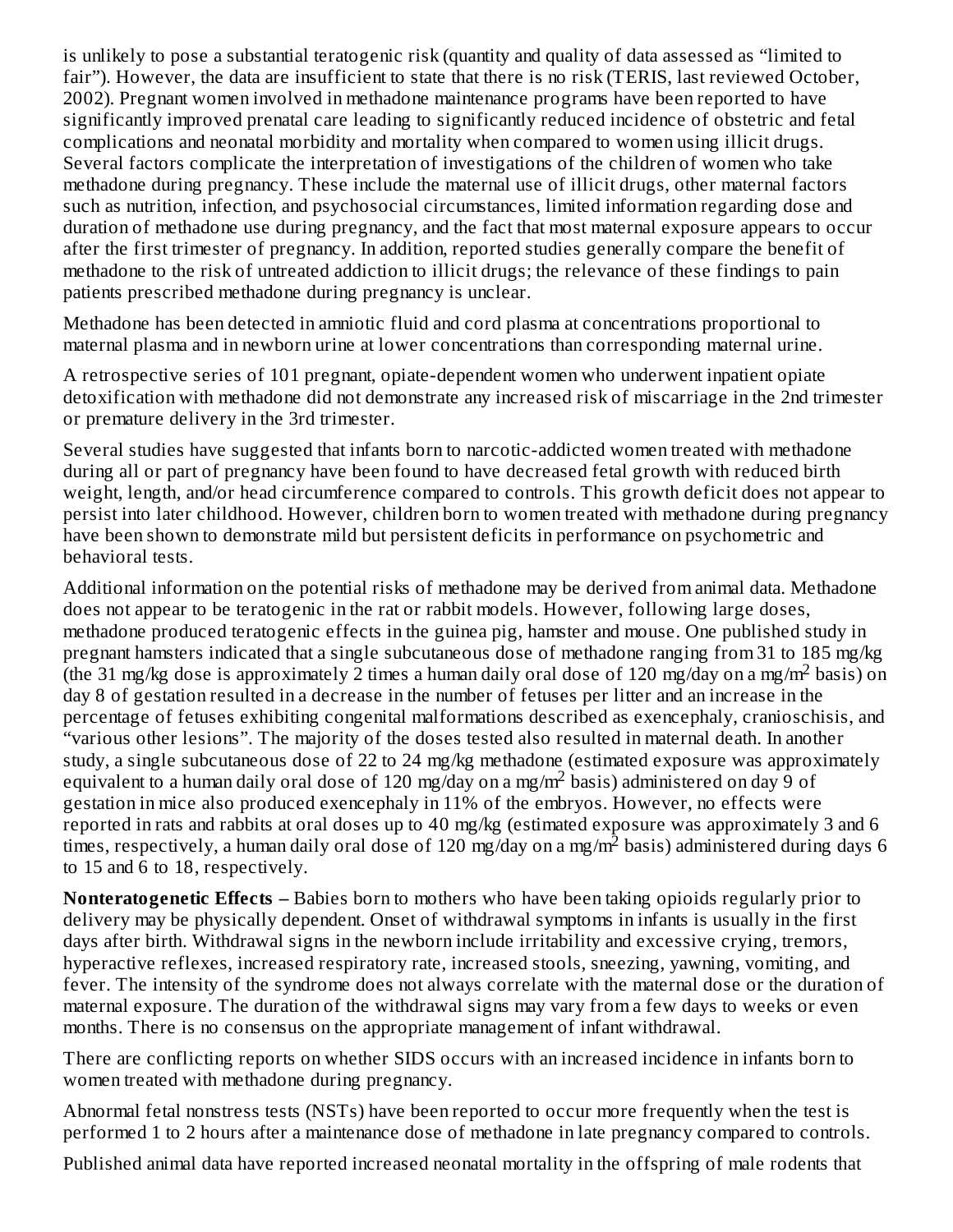is unlikely to pose a substantial teratogenic risk (quantity and quality of data assessed as "limited to fair"). However, the data are insufficient to state that there is no risk (TERIS, last reviewed October, 2002). Pregnant women involved in methadone maintenance programs have been reported to have significantly improved prenatal care leading to significantly reduced incidence of obstetric and fetal complications and neonatal morbidity and mortality when compared to women using illicit drugs. Several factors complicate the interpretation of investigations of the children of women who take methadone during pregnancy. These include the maternal use of illicit drugs, other maternal factors such as nutrition, infection, and psychosocial circumstances, limited information regarding dose and duration of methadone use during pregnancy, and the fact that most maternal exposure appears to occur after the first trimester of pregnancy. In addition, reported studies generally compare the benefit of methadone to the risk of untreated addiction to illicit drugs; the relevance of these findings to pain patients prescribed methadone during pregnancy is unclear.

Methadone has been detected in amniotic fluid and cord plasma at concentrations proportional to maternal plasma and in newborn urine at lower concentrations than corresponding maternal urine.

A retrospective series of 101 pregnant, opiate-dependent women who underwent inpatient opiate detoxification with methadone did not demonstrate any increased risk of miscarriage in the 2nd trimester or premature delivery in the 3rd trimester.

Several studies have suggested that infants born to narcotic-addicted women treated with methadone during all or part of pregnancy have been found to have decreased fetal growth with reduced birth weight, length, and/or head circumference compared to controls. This growth deficit does not appear to persist into later childhood. However, children born to women treated with methadone during pregnancy have been shown to demonstrate mild but persistent deficits in performance on psychometric and behavioral tests.

Additional information on the potential risks of methadone may be derived from animal data. Methadone does not appear to be teratogenic in the rat or rabbit models. However, following large doses, methadone produced teratogenic effects in the guinea pig, hamster and mouse. One published study in pregnant hamsters indicated that a single subcutaneous dose of methadone ranging from 31 to 185 mg/kg (the 31 mg/kg dose is approximately 2 times a human daily oral dose of 120 mg/day on a mg/m$^2$ basis) on day 8 of gestation resulted in a decrease in the number of fetuses per litter and an increase in the percentage of fetuses exhibiting congenital malformations described as exencephaly, cranioschisis, and "various other lesions". The majority of the doses tested also resulted in maternal death. In another study, a single subcutaneous dose of 22 to 24 mg/kg methadone (estimated exposure was approximately equivalent to a human daily oral dose of 120 mg/day on a mg/m$^2$ basis) administered on day 9 of gestation in mice also produced exencephaly in 11% of the embryos. However, no effects were reported in rats and rabbits at oral doses up to 40 mg/kg (estimated exposure was approximately 3 and 6 times, respectively, a human daily oral dose of 120 mg/day on a mg/m$^2$ basis) administered during days 6 to 15 and 6 to 18, respectively.

**Nonteratogenetic Effects –** Babies born to mothers who have been taking opioids regularly prior to delivery may be physically dependent. Onset of withdrawal symptoms in infants is usually in the first days after birth. Withdrawal signs in the newborn include irritability and excessive crying, tremors, hyperactive reflexes, increased respiratory rate, increased stools, sneezing, yawning, vomiting, and fever. The intensity of the syndrome does not always correlate with the maternal dose or the duration of maternal exposure. The duration of the withdrawal signs may vary from a few days to weeks or even months. There is no consensus on the appropriate management of infant withdrawal.

There are conflicting reports on whether SIDS occurs with an increased incidence in infants born to women treated with methadone during pregnancy.

Abnormal fetal nonstress tests (NSTs) have been reported to occur more frequently when the test is performed 1 to 2 hours after a maintenance dose of methadone in late pregnancy compared to controls.

Published animal data have reported increased neonatal mortality in the offspring of male rodents that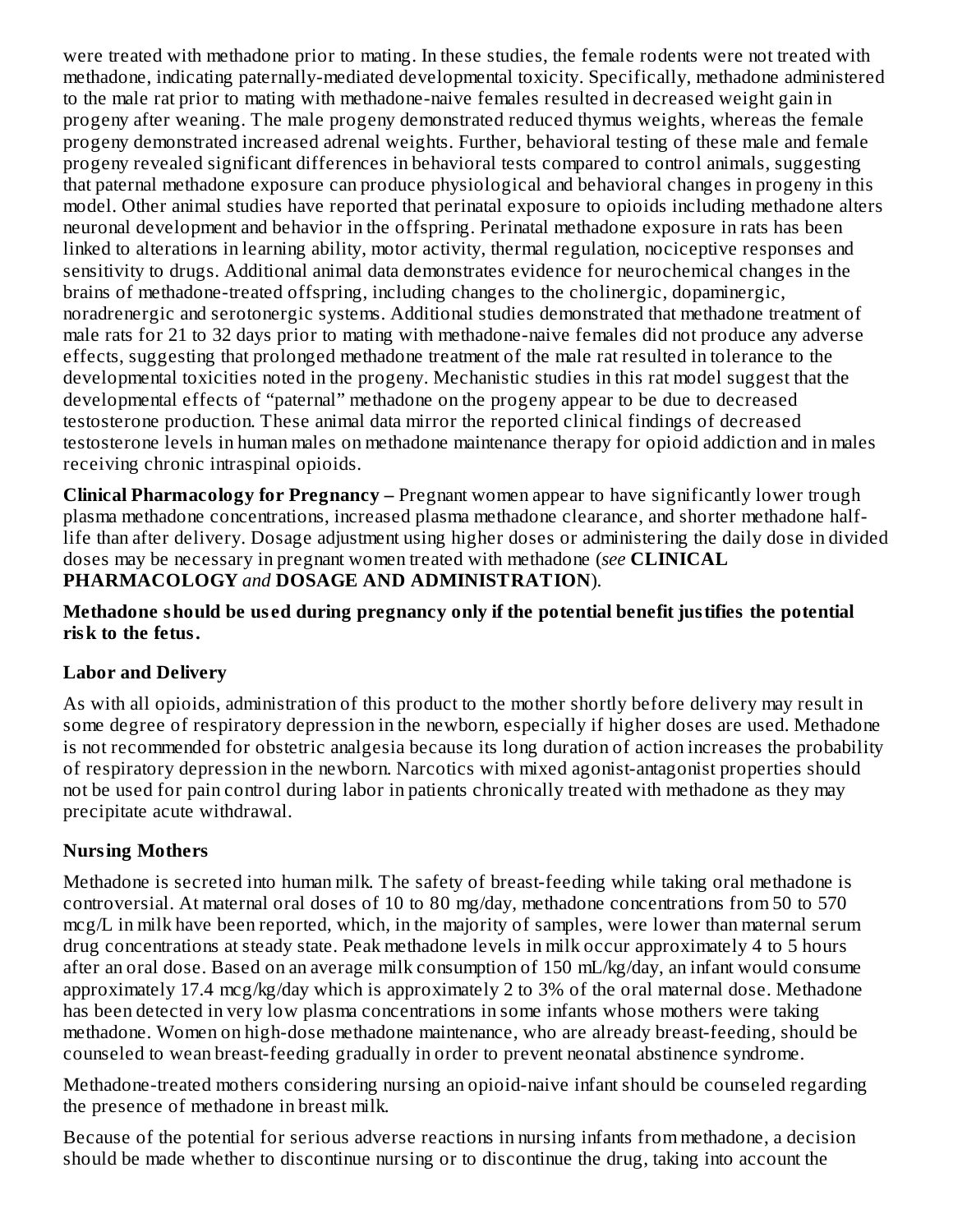were treated with methadone prior to mating. In these studies, the female rodents were not treated with methadone, indicating paternally-mediated developmental toxicity. Specifically, methadone administered to the male rat prior to mating with methadone-naive females resulted in decreased weight gain in progeny after weaning. The male progeny demonstrated reduced thymus weights, whereas the female progeny demonstrated increased adrenal weights. Further, behavioral testing of these male and female progeny revealed significant differences in behavioral tests compared to control animals, suggesting that paternal methadone exposure can produce physiological and behavioral changes in progeny in this model. Other animal studies have reported that perinatal exposure to opioids including methadone alters neuronal development and behavior in the offspring. Perinatal methadone exposure in rats has been linked to alterations in learning ability, motor activity, thermal regulation, nociceptive responses and sensitivity to drugs. Additional animal data demonstrates evidence for neurochemical changes in the brains of methadone-treated offspring, including changes to the cholinergic, dopaminergic, noradrenergic and serotonergic systems. Additional studies demonstrated that methadone treatment of male rats for 21 to 32 days prior to mating with methadone-naive females did not produce any adverse effects, suggesting that prolonged methadone treatment of the male rat resulted in tolerance to the developmental toxicities noted in the progeny. Mechanistic studies in this rat model suggest that the developmental effects of "paternal" methadone on the progeny appear to be due to decreased testosterone production. These animal data mirror the reported clinical findings of decreased testosterone levels in human males on methadone maintenance therapy for opioid addiction and in males receiving chronic intraspinal opioids.

**Clinical Pharmacology for Pregnancy –** Pregnant women appear to have significantly lower trough plasma methadone concentrations, increased plasma methadone clearance, and shorter methadone half-life than after delivery. Dosage adjustment using higher doses or administering the daily dose in divided doses may be necessary in pregnant women treated with methadone (*see* **CLINICAL PHARMACOLOGY** *and* **DOSAGE AND ADMINISTRATION**).

**Methadone should be used during pregnancy only if the potential benefit justifies the potential risk to the fetus.**

### Labor and Delivery

As with all opioids, administration of this product to the mother shortly before delivery may result in some degree of respiratory depression in the newborn, especially if higher doses are used. Methadone is not recommended for obstetric analgesia because its long duration of action increases the probability of respiratory depression in the newborn. Narcotics with mixed agonist-antagonist properties should not be used for pain control during labor in patients chronically treated with methadone as they may precipitate acute withdrawal.

### Nursing Mothers

Methadone is secreted into human milk. The safety of breast-feeding while taking oral methadone is controversial. At maternal oral doses of 10 to 80 mg/day, methadone concentrations from 50 to 570 mcg/L in milk have been reported, which, in the majority of samples, were lower than maternal serum drug concentrations at steady state. Peak methadone levels in milk occur approximately 4 to 5 hours after an oral dose. Based on an average milk consumption of 150 mL/kg/day, an infant would consume approximately 17.4 mcg/kg/day which is approximately 2 to 3% of the oral maternal dose. Methadone has been detected in very low plasma concentrations in some infants whose mothers were taking methadone. Women on high-dose methadone maintenance, who are already breast-feeding, should be counseled to wean breast-feeding gradually in order to prevent neonatal abstinence syndrome.

Methadone-treated mothers considering nursing an opioid-naive infant should be counseled regarding the presence of methadone in breast milk.

Because of the potential for serious adverse reactions in nursing infants from methadone, a decision should be made whether to discontinue nursing or to discontinue the drug, taking into account the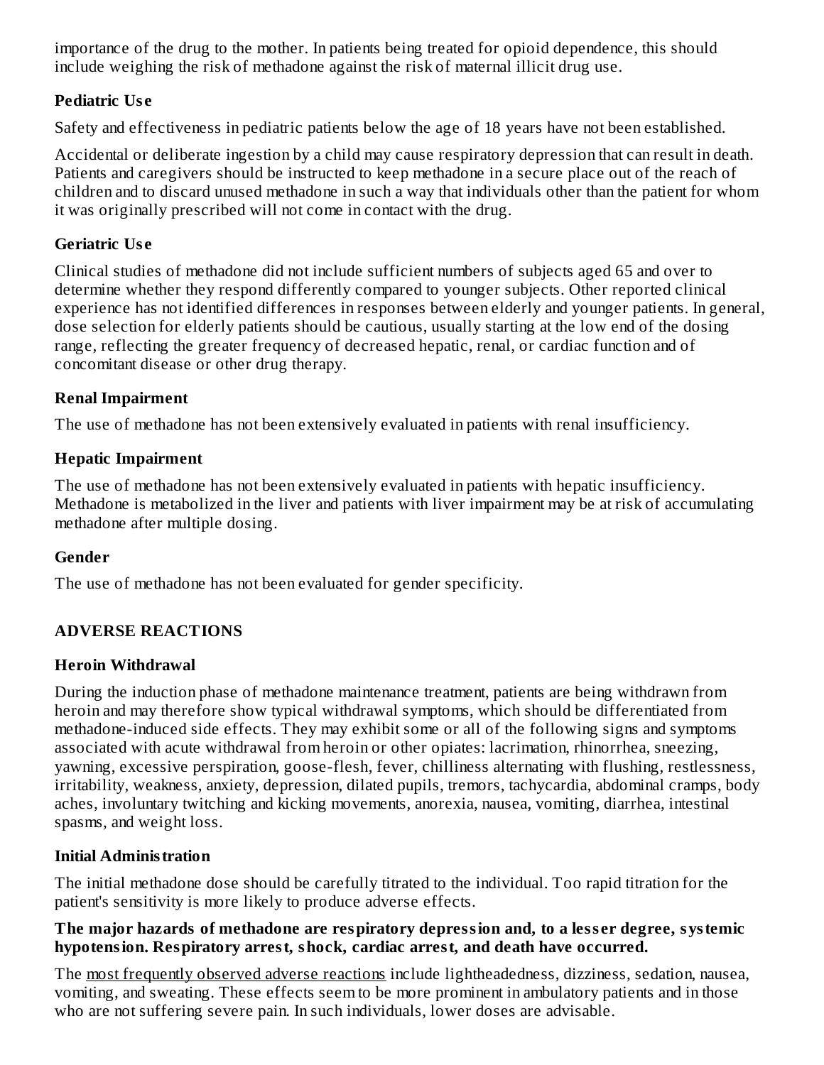importance of the drug to the mother. In patients being treated for opioid dependence, this should include weighing the risk of methadone against the risk of maternal illicit drug use.

### Pediatric Use

Safety and effectiveness in pediatric patients below the age of 18 years have not been established.

Accidental or deliberate ingestion by a child may cause respiratory depression that can result in death. Patients and caregivers should be instructed to keep methadone in a secure place out of the reach of children and to discard unused methadone in such a way that individuals other than the patient for whom it was originally prescribed will not come in contact with the drug.

### Geriatric Use

Clinical studies of methadone did not include sufficient numbers of subjects aged 65 and over to determine whether they respond differently compared to younger subjects. Other reported clinical experience has not identified differences in responses between elderly and younger patients. In general, dose selection for elderly patients should be cautious, usually starting at the low end of the dosing range, reflecting the greater frequency of decreased hepatic, renal, or cardiac function and of concomitant disease or other drug therapy.

### Renal Impairment

The use of methadone has not been extensively evaluated in patients with renal insufficiency.

### Hepatic Impairment

The use of methadone has not been extensively evaluated in patients with hepatic insufficiency. Methadone is metabolized in the liver and patients with liver impairment may be at risk of accumulating methadone after multiple dosing.

### Gender

The use of methadone has not been evaluated for gender specificity.

## ADVERSE REACTIONS

### Heroin Withdrawal

During the induction phase of methadone maintenance treatment, patients are being withdrawn from heroin and may therefore show typical withdrawal symptoms, which should be differentiated from methadone-induced side effects. They may exhibit some or all of the following signs and symptoms associated with acute withdrawal from heroin or other opiates: lacrimation, rhinorrhea, sneezing, yawning, excessive perspiration, goose-flesh, fever, chilliness alternating with flushing, restlessness, irritability, weakness, anxiety, depression, dilated pupils, tremors, tachycardia, abdominal cramps, body aches, involuntary twitching and kicking movements, anorexia, nausea, vomiting, diarrhea, intestinal spasms, and weight loss.

### Initial Administration

The initial methadone dose should be carefully titrated to the individual. Too rapid titration for the patient's sensitivity is more likely to produce adverse effects.

**The major hazards of methadone are respiratory depression and, to a lesser degree, systemic hypotension. Respiratory arrest, shock, cardiac arrest, and death have occurred.**

The most frequently observed adverse reactions include lightheadedness, dizziness, sedation, nausea, vomiting, and sweating. These effects seem to be more prominent in ambulatory patients and in those who are not suffering severe pain. In such individuals, lower doses are advisable.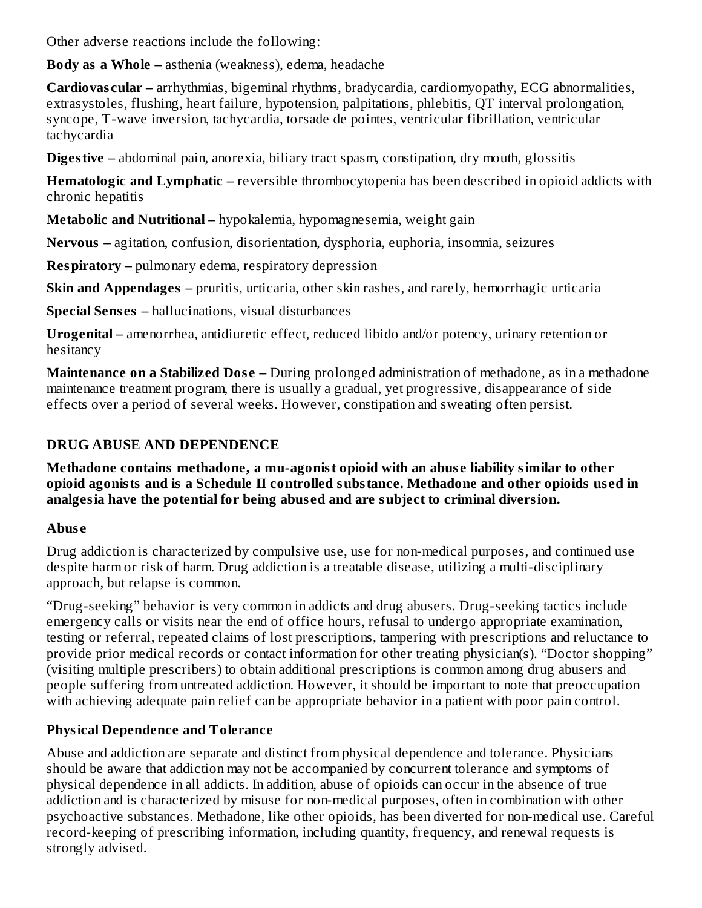Other adverse reactions include the following:

**Body as a Whole –** asthenia (weakness), edema, headache

**Cardiovascular –** arrhythmias, bigeminal rhythms, bradycardia, cardiomyopathy, ECG abnormalities, extrasystoles, flushing, heart failure, hypotension, palpitations, phlebitis, QT interval prolongation, syncope, T-wave inversion, tachycardia, torsade de pointes, ventricular fibrillation, ventricular tachycardia

**Digestive –** abdominal pain, anorexia, biliary tract spasm, constipation, dry mouth, glossitis

**Hematologic and Lymphatic –** reversible thrombocytopenia has been described in opioid addicts with chronic hepatitis

**Metabolic and Nutritional –** hypokalemia, hypomagnesemia, weight gain

**Nervous –** agitation, confusion, disorientation, dysphoria, euphoria, insomnia, seizures

**Respiratory –** pulmonary edema, respiratory depression

**Skin and Appendages –** pruritis, urticaria, other skin rashes, and rarely, hemorrhagic urticaria

**Special Senses –** hallucinations, visual disturbances

**Urogenital –** amenorrhea, antidiuretic effect, reduced libido and/or potency, urinary retention or hesitancy

**Maintenance on a Stabilized Dose –** During prolonged administration of methadone, as in a methadone maintenance treatment program, there is usually a gradual, yet progressive, disappearance of side effects over a period of several weeks. However, constipation and sweating often persist.

## DRUG ABUSE AND DEPENDENCE

**Methadone contains methadone, a mu-agonist opioid with an abuse liability similar to other opioid agonists and is a Schedule II controlled substance. Methadone and other opioids used in analgesia have the potential for being abused and are subject to criminal diversion.**

### Abuse

Drug addiction is characterized by compulsive use, use for non-medical purposes, and continued use despite harm or risk of harm. Drug addiction is a treatable disease, utilizing a multi-disciplinary approach, but relapse is common.

"Drug-seeking" behavior is very common in addicts and drug abusers. Drug-seeking tactics include emergency calls or visits near the end of office hours, refusal to undergo appropriate examination, testing or referral, repeated claims of lost prescriptions, tampering with prescriptions and reluctance to provide prior medical records or contact information for other treating physician(s). "Doctor shopping" (visiting multiple prescribers) to obtain additional prescriptions is common among drug abusers and people suffering from untreated addiction. However, it should be important to note that preoccupation with achieving adequate pain relief can be appropriate behavior in a patient with poor pain control.

### Physical Dependence and Tolerance

Abuse and addiction are separate and distinct from physical dependence and tolerance. Physicians should be aware that addiction may not be accompanied by concurrent tolerance and symptoms of physical dependence in all addicts. In addition, abuse of opioids can occur in the absence of true addiction and is characterized by misuse for non-medical purposes, often in combination with other psychoactive substances. Methadone, like other opioids, has been diverted for non-medical use. Careful record-keeping of prescribing information, including quantity, frequency, and renewal requests is strongly advised.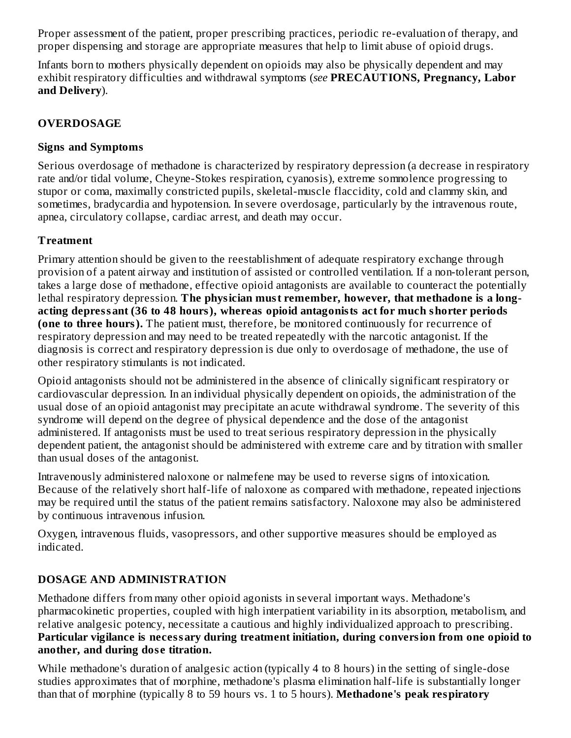Proper assessment of the patient, proper prescribing practices, periodic re-evaluation of therapy, and proper dispensing and storage are appropriate measures that help to limit abuse of opioid drugs.

Infants born to mothers physically dependent on opioids may also be physically dependent and may exhibit respiratory difficulties and withdrawal symptoms (*see* **PRECAUTIONS, Pregnancy, Labor and Delivery**).

## OVERDOSAGE

### Signs and Symptoms

Serious overdosage of methadone is characterized by respiratory depression (a decrease in respiratory rate and/or tidal volume, Cheyne-Stokes respiration, cyanosis), extreme somnolence progressing to stupor or coma, maximally constricted pupils, skeletal-muscle flaccidity, cold and clammy skin, and sometimes, bradycardia and hypotension. In severe overdosage, particularly by the intravenous route, apnea, circulatory collapse, cardiac arrest, and death may occur.

### Treatment

Primary attention should be given to the reestablishment of adequate respiratory exchange through provision of a patent airway and institution of assisted or controlled ventilation. If a non-tolerant person, takes a large dose of methadone, effective opioid antagonists are available to counteract the potentially lethal respiratory depression. **The physician must remember, however, that methadone is a long-acting depressant (36 to 48 hours), whereas opioid antagonists act for much shorter periods (one to three hours).** The patient must, therefore, be monitored continuously for recurrence of respiratory depression and may need to be treated repeatedly with the narcotic antagonist. If the diagnosis is correct and respiratory depression is due only to overdosage of methadone, the use of other respiratory stimulants is not indicated.

Opioid antagonists should not be administered in the absence of clinically significant respiratory or cardiovascular depression. In an individual physically dependent on opioids, the administration of the usual dose of an opioid antagonist may precipitate an acute withdrawal syndrome. The severity of this syndrome will depend on the degree of physical dependence and the dose of the antagonist administered. If antagonists must be used to treat serious respiratory depression in the physically dependent patient, the antagonist should be administered with extreme care and by titration with smaller than usual doses of the antagonist.

Intravenously administered naloxone or nalmefene may be used to reverse signs of intoxication. Because of the relatively short half-life of naloxone as compared with methadone, repeated injections may be required until the status of the patient remains satisfactory. Naloxone may also be administered by continuous intravenous infusion.

Oxygen, intravenous fluids, vasopressors, and other supportive measures should be employed as indicated.

## DOSAGE AND ADMINISTRATION

Methadone differs from many other opioid agonists in several important ways. Methadone's pharmacokinetic properties, coupled with high interpatient variability in its absorption, metabolism, and relative analgesic potency, necessitate a cautious and highly individualized approach to prescribing. **Particular vigilance is necessary during treatment initiation, during conversion from one opioid to another, and during dose titration.**

While methadone's duration of analgesic action (typically 4 to 8 hours) in the setting of single-dose studies approximates that of morphine, methadone's plasma elimination half-life is substantially longer than that of morphine (typically 8 to 59 hours vs. 1 to 5 hours). **Methadone's peak respiratory**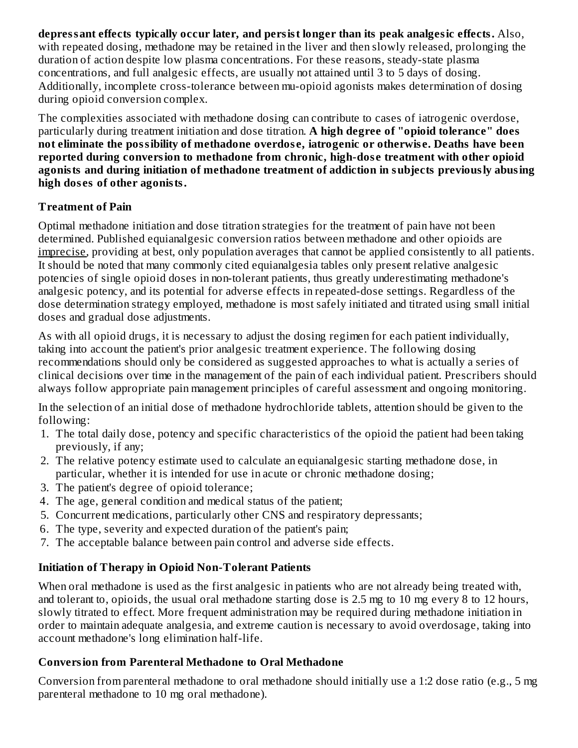**depressant effects typically occur later, and persist longer than its peak analgesic effects.** Also, with repeated dosing, methadone may be retained in the liver and then slowly released, prolonging the duration of action despite low plasma concentrations. For these reasons, steady-state plasma concentrations, and full analgesic effects, are usually not attained until 3 to 5 days of dosing. Additionally, incomplete cross-tolerance between mu-opioid agonists makes determination of dosing during opioid conversion complex.

The complexities associated with methadone dosing can contribute to cases of iatrogenic overdose, particularly during treatment initiation and dose titration. **A high degree of "opioid tolerance" does not eliminate the possibility of methadone overdose, iatrogenic or otherwise. Deaths have been reported during conversion to methadone from chronic, high-dose treatment with other opioid agonists and during initiation of methadone treatment of addiction in subjects previously abusing high doses of other agonists.**

**Treatment of Pain**

Optimal methadone initiation and dose titration strategies for the treatment of pain have not been determined. Published equianalgesic conversion ratios between methadone and other opioids are imprecise, providing at best, only population averages that cannot be applied consistently to all patients. It should be noted that many commonly cited equianalgesia tables only present relative analgesic potencies of single opioid doses in non-tolerant patients, thus greatly underestimating methadone's analgesic potency, and its potential for adverse effects in repeated-dose settings. Regardless of the dose determination strategy employed, methadone is most safely initiated and titrated using small initial doses and gradual dose adjustments.

As with all opioid drugs, it is necessary to adjust the dosing regimen for each patient individually, taking into account the patient's prior analgesic treatment experience. The following dosing recommendations should only be considered as suggested approaches to what is actually a series of clinical decisions over time in the management of the pain of each individual patient. Prescribers should always follow appropriate pain management principles of careful assessment and ongoing monitoring.

In the selection of an initial dose of methadone hydrochloride tablets, attention should be given to the following:

1. The total daily dose, potency and specific characteristics of the opioid the patient had been taking previously, if any;
2. The relative potency estimate used to calculate an equianalgesic starting methadone dose, in particular, whether it is intended for use in acute or chronic methadone dosing;
3. The patient's degree of opioid tolerance;
4. The age, general condition and medical status of the patient;
5. Concurrent medications, particularly other CNS and respiratory depressants;
6. The type, severity and expected duration of the patient's pain;
7. The acceptable balance between pain control and adverse side effects.

**Initiation of Therapy in Opioid Non-Tolerant Patients**

When oral methadone is used as the first analgesic in patients who are not already being treated with, and tolerant to, opioids, the usual oral methadone starting dose is 2.5 mg to 10 mg every 8 to 12 hours, slowly titrated to effect. More frequent administration may be required during methadone initiation in order to maintain adequate analgesia, and extreme caution is necessary to avoid overdosage, taking into account methadone's long elimination half-life.

**Conversion from Parenteral Methadone to Oral Methadone**

Conversion from parenteral methadone to oral methadone should initially use a 1:2 dose ratio (e.g., 5 mg parenteral methadone to 10 mg oral methadone).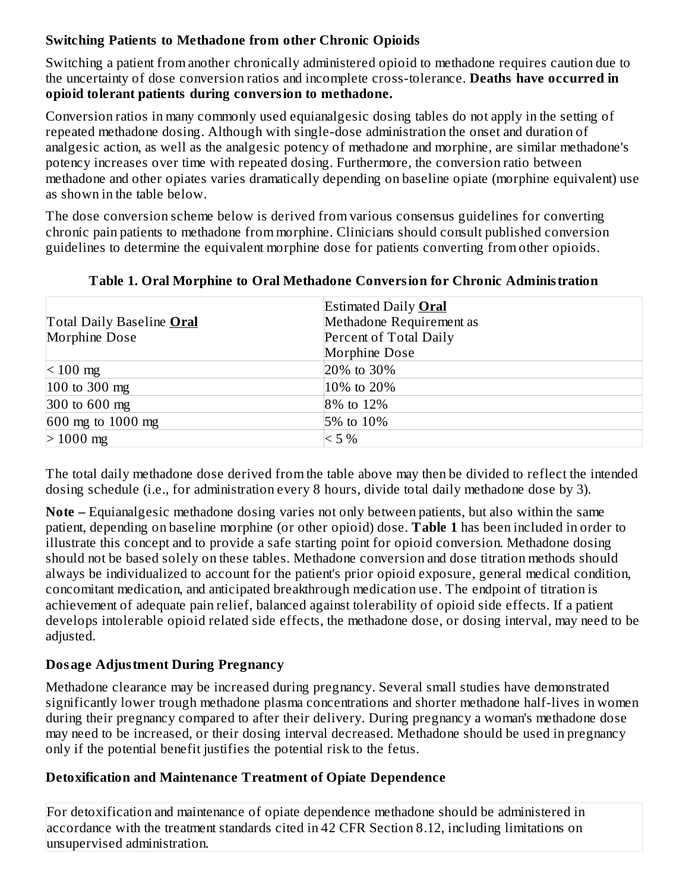### Switching Patients to Methadone from other Chronic Opioids

Switching a patient from another chronically administered opioid to methadone requires caution due to the uncertainty of dose conversion ratios and incomplete cross-tolerance. **Deaths have occurred in opioid tolerant patients during conversion to methadone.**

Conversion ratios in many commonly used equianalgesic dosing tables do not apply in the setting of repeated methadone dosing. Although with single-dose administration the onset and duration of analgesic action, as well as the analgesic potency of methadone and morphine, are similar methadone's potency increases over time with repeated dosing. Furthermore, the conversion ratio between methadone and other opiates varies dramatically depending on baseline opiate (morphine equivalent) use as shown in the table below.

The dose conversion scheme below is derived from various consensus guidelines for converting chronic pain patients to methadone from morphine. Clinicians should consult published conversion guidelines to determine the equivalent morphine dose for patients converting from other opioids.

**Table 1. Oral Morphine to Oral Methadone Conversion for Chronic Administration**

| Total Daily Baseline **Oral** Morphine Dose | Estimated Daily **Oral** Methadone Requirement as Percent of Total Daily Morphine Dose |
|---|---|
| < 100 mg | 20% to 30% |
| 100 to 300 mg | 10% to 20% |
| 300 to 600 mg | 8% to 12% |
| 600 mg to 1000 mg | 5% to 10% |
| > 1000 mg | < 5 % |

The total daily methadone dose derived from the table above may then be divided to reflect the intended dosing schedule (i.e., for administration every 8 hours, divide total daily methadone dose by 3).

**Note –** Equianalgesic methadone dosing varies not only between patients, but also within the same patient, depending on baseline morphine (or other opioid) dose. **Table 1** has been included in order to illustrate this concept and to provide a safe starting point for opioid conversion. Methadone dosing should not be based solely on these tables. Methadone conversion and dose titration methods should always be individualized to account for the patient's prior opioid exposure, general medical condition, concomitant medication, and anticipated breakthrough medication use. The endpoint of titration is achievement of adequate pain relief, balanced against tolerability of opioid side effects. If a patient develops intolerable opioid related side effects, the methadone dose, or dosing interval, may need to be adjusted.

### Dosage Adjustment During Pregnancy

Methadone clearance may be increased during pregnancy. Several small studies have demonstrated significantly lower trough methadone plasma concentrations and shorter methadone half-lives in women during their pregnancy compared to after their delivery. During pregnancy a woman's methadone dose may need to be increased, or their dosing interval decreased. Methadone should be used in pregnancy only if the potential benefit justifies the potential risk to the fetus.

### Detoxification and Maintenance Treatment of Opiate Dependence

For detoxification and maintenance of opiate dependence methadone should be administered in accordance with the treatment standards cited in 42 CFR Section 8.12, including limitations on unsupervised administration.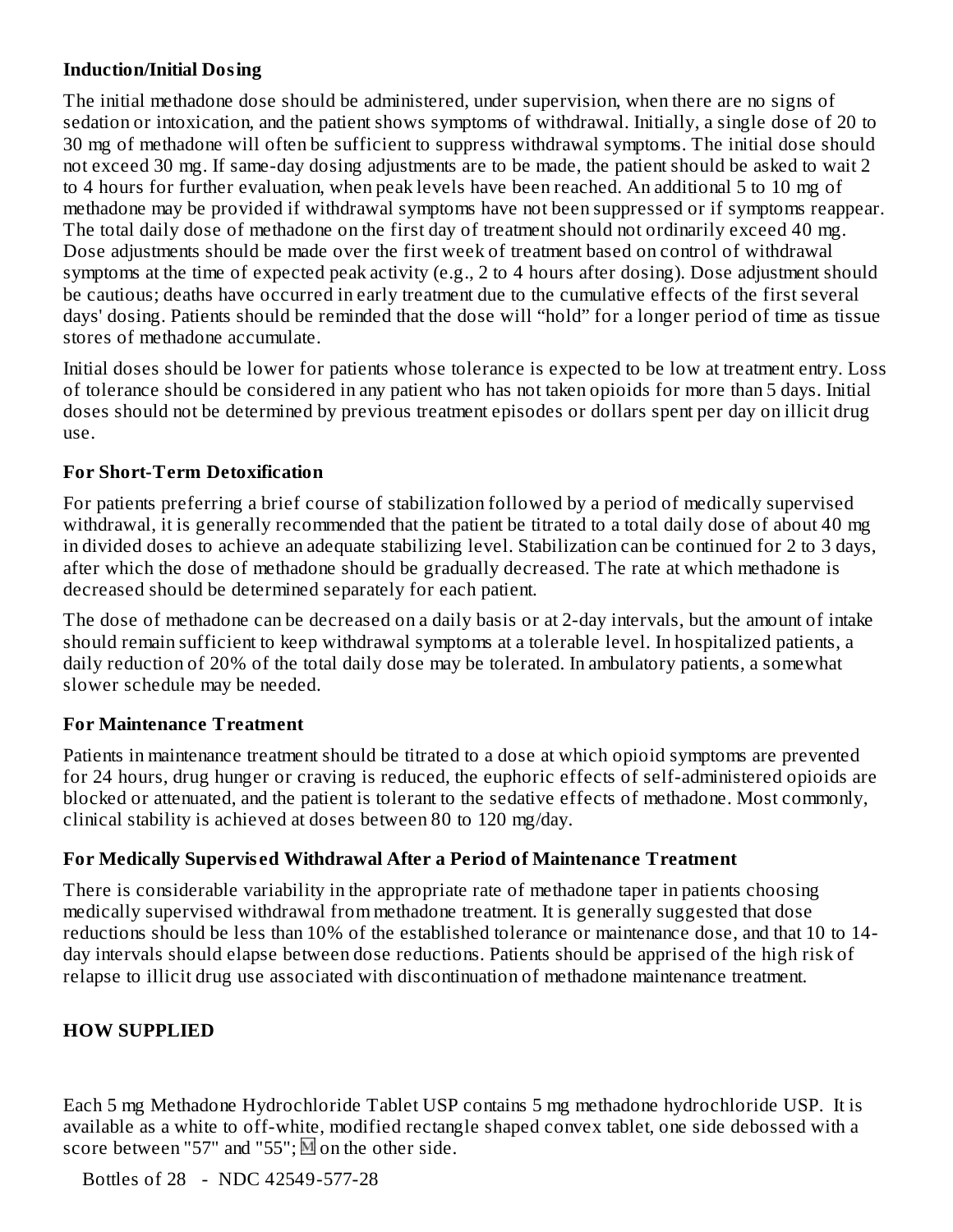**Induction/Initial Dosing**

The initial methadone dose should be administered, under supervision, when there are no signs of sedation or intoxication, and the patient shows symptoms of withdrawal. Initially, a single dose of 20 to 30 mg of methadone will often be sufficient to suppress withdrawal symptoms. The initial dose should not exceed 30 mg. If same-day dosing adjustments are to be made, the patient should be asked to wait 2 to 4 hours for further evaluation, when peak levels have been reached. An additional 5 to 10 mg of methadone may be provided if withdrawal symptoms have not been suppressed or if symptoms reappear. The total daily dose of methadone on the first day of treatment should not ordinarily exceed 40 mg. Dose adjustments should be made over the first week of treatment based on control of withdrawal symptoms at the time of expected peak activity (e.g., 2 to 4 hours after dosing). Dose adjustment should be cautious; deaths have occurred in early treatment due to the cumulative effects of the first several days' dosing. Patients should be reminded that the dose will "hold" for a longer period of time as tissue stores of methadone accumulate.

Initial doses should be lower for patients whose tolerance is expected to be low at treatment entry. Loss of tolerance should be considered in any patient who has not taken opioids for more than 5 days. Initial doses should not be determined by previous treatment episodes or dollars spent per day on illicit drug use.

**For Short-Term Detoxification**

For patients preferring a brief course of stabilization followed by a period of medically supervised withdrawal, it is generally recommended that the patient be titrated to a total daily dose of about 40 mg in divided doses to achieve an adequate stabilizing level. Stabilization can be continued for 2 to 3 days, after which the dose of methadone should be gradually decreased. The rate at which methadone is decreased should be determined separately for each patient.

The dose of methadone can be decreased on a daily basis or at 2-day intervals, but the amount of intake should remain sufficient to keep withdrawal symptoms at a tolerable level. In hospitalized patients, a daily reduction of 20% of the total daily dose may be tolerated. In ambulatory patients, a somewhat slower schedule may be needed.

**For Maintenance Treatment**

Patients in maintenance treatment should be titrated to a dose at which opioid symptoms are prevented for 24 hours, drug hunger or craving is reduced, the euphoric effects of self-administered opioids are blocked or attenuated, and the patient is tolerant to the sedative effects of methadone. Most commonly, clinical stability is achieved at doses between 80 to 120 mg/day.

**For Medically Supervised Withdrawal After a Period of Maintenance Treatment**

There is considerable variability in the appropriate rate of methadone taper in patients choosing medically supervised withdrawal from methadone treatment. It is generally suggested that dose reductions should be less than 10% of the established tolerance or maintenance dose, and that 10 to 14-day intervals should elapse between dose reductions. Patients should be apprised of the high risk of relapse to illicit drug use associated with discontinuation of methadone maintenance treatment.

## HOW SUPPLIED

Each 5 mg Methadone Hydrochloride Tablet USP contains 5 mg methadone hydrochloride USP. It is available as a white to off-white, modified rectangle shaped convex tablet, one side debossed with a score between "57" and "55"; M on the other side.

Bottles of 28 - NDC 42549-577-28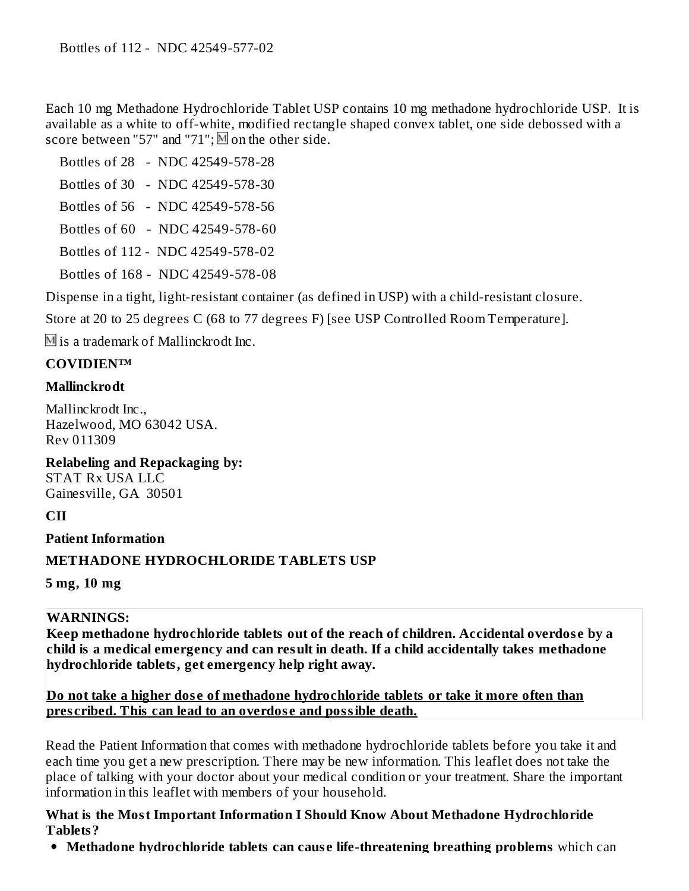Bottles of 112 - NDC 42549-577-02

Each 10 mg Methadone Hydrochloride Tablet USP contains 10 mg methadone hydrochloride USP. It is available as a white to off-white, modified rectangle shaped convex tablet, one side debossed with a score between "57" and "71"; M on the other side.

Bottles of 28 - NDC 42549-578-28

Bottles of 30 - NDC 42549-578-30

Bottles of 56 - NDC 42549-578-56

Bottles of 60 - NDC 42549-578-60

Bottles of 112 - NDC 42549-578-02

Bottles of 168 - NDC 42549-578-08

Dispense in a tight, light-resistant container (as defined in USP) with a child-resistant closure.

Store at 20 to 25 degrees C (68 to 77 degrees F) [see USP Controlled Room Temperature].

M is a trademark of Mallinckrodt Inc.

**COVIDIEN™**

**Mallinckrodt**

Mallinckrodt Inc.,
Hazelwood, MO 63042 USA.
Rev 011309

**Relabeling and Repackaging by:**
STAT Rx USA LLC
Gainesville, GA 30501

**CII**

**Patient Information**

**METHADONE HYDROCHLORIDE TABLETS USP**

**5 mg, 10 mg**

**WARNINGS:**
**Keep methadone hydrochloride tablets out of the reach of children. Accidental overdose by a child is a medical emergency and can result in death. If a child accidentally takes methadone hydrochloride tablets, get emergency help right away.**

**Do not take a higher dose of methadone hydrochloride tablets or take it more often than prescribed. This can lead to an overdose and possible death.**

Read the Patient Information that comes with methadone hydrochloride tablets before you take it and each time you get a new prescription. There may be new information. This leaflet does not take the place of talking with your doctor about your medical condition or your treatment. Share the important information in this leaflet with members of your household.

**What is the Most Important Information I Should Know About Methadone Hydrochloride Tablets?**

- **Methadone hydrochloride tablets can cause life-threatening breathing problems** which can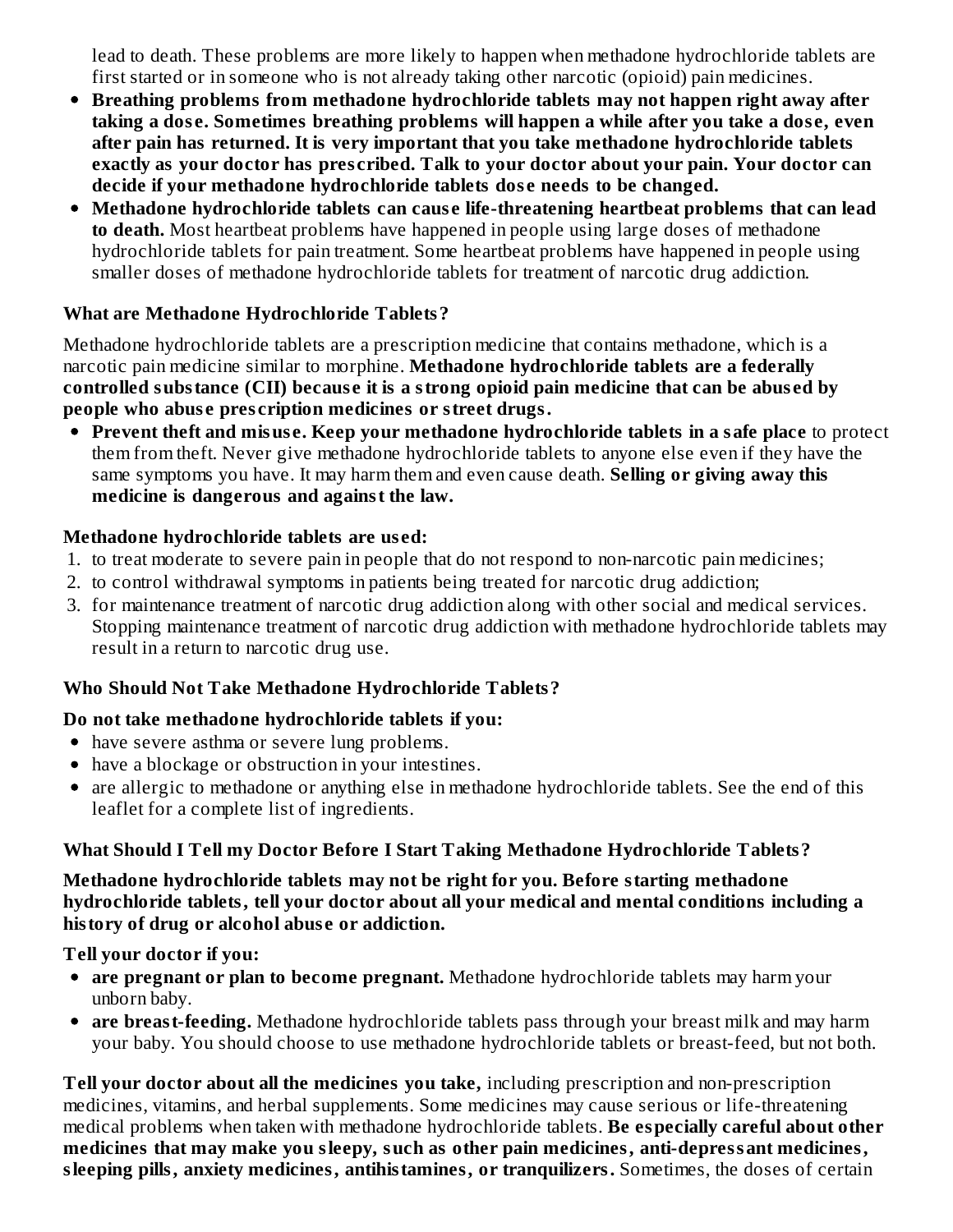lead to death. These problems are more likely to happen when methadone hydrochloride tablets are first started or in someone who is not already taking other narcotic (opioid) pain medicines.

- **Breathing problems from methadone hydrochloride tablets may not happen right away after taking a dose. Sometimes breathing problems will happen a while after you take a dose, even after pain has returned. It is very important that you take methadone hydrochloride tablets exactly as your doctor has prescribed. Talk to your doctor about your pain. Your doctor can decide if your methadone hydrochloride tablets dose needs to be changed.**
- **Methadone hydrochloride tablets can cause life-threatening heartbeat problems that can lead to death.** Most heartbeat problems have happened in people using large doses of methadone hydrochloride tablets for pain treatment. Some heartbeat problems have happened in people using smaller doses of methadone hydrochloride tablets for treatment of narcotic drug addiction.

**What are Methadone Hydrochloride Tablets?**

Methadone hydrochloride tablets are a prescription medicine that contains methadone, which is a narcotic pain medicine similar to morphine. **Methadone hydrochloride tablets are a federally controlled substance (CII) because it is a strong opioid pain medicine that can be abused by people who abuse prescription medicines or street drugs.**

- **Prevent theft and misuse. Keep your methadone hydrochloride tablets in a safe place** to protect them from theft. Never give methadone hydrochloride tablets to anyone else even if they have the same symptoms you have. It may harm them and even cause death. **Selling or giving away this medicine is dangerous and against the law.**

**Methadone hydrochloride tablets are used:**

1. to treat moderate to severe pain in people that do not respond to non-narcotic pain medicines;
2. to control withdrawal symptoms in patients being treated for narcotic drug addiction;
3. for maintenance treatment of narcotic drug addiction along with other social and medical services. Stopping maintenance treatment of narcotic drug addiction with methadone hydrochloride tablets may result in a return to narcotic drug use.

**Who Should Not Take Methadone Hydrochloride Tablets?**

**Do not take methadone hydrochloride tablets if you:**

- have severe asthma or severe lung problems.
- have a blockage or obstruction in your intestines.
- are allergic to methadone or anything else in methadone hydrochloride tablets. See the end of this leaflet for a complete list of ingredients.

**What Should I Tell my Doctor Before I Start Taking Methadone Hydrochloride Tablets?**

**Methadone hydrochloride tablets may not be right for you. Before starting methadone hydrochloride tablets, tell your doctor about all your medical and mental conditions including a history of drug or alcohol abuse or addiction.**

**Tell your doctor if you:**

- **are pregnant or plan to become pregnant.** Methadone hydrochloride tablets may harm your unborn baby.
- **are breast-feeding.** Methadone hydrochloride tablets pass through your breast milk and may harm your baby. You should choose to use methadone hydrochloride tablets or breast-feed, but not both.

**Tell your doctor about all the medicines you take,** including prescription and non-prescription medicines, vitamins, and herbal supplements. Some medicines may cause serious or life-threatening medical problems when taken with methadone hydrochloride tablets. **Be especially careful about other medicines that may make you sleepy, such as other pain medicines, anti-depressant medicines, sleeping pills, anxiety medicines, antihistamines, or tranquilizers.** Sometimes, the doses of certain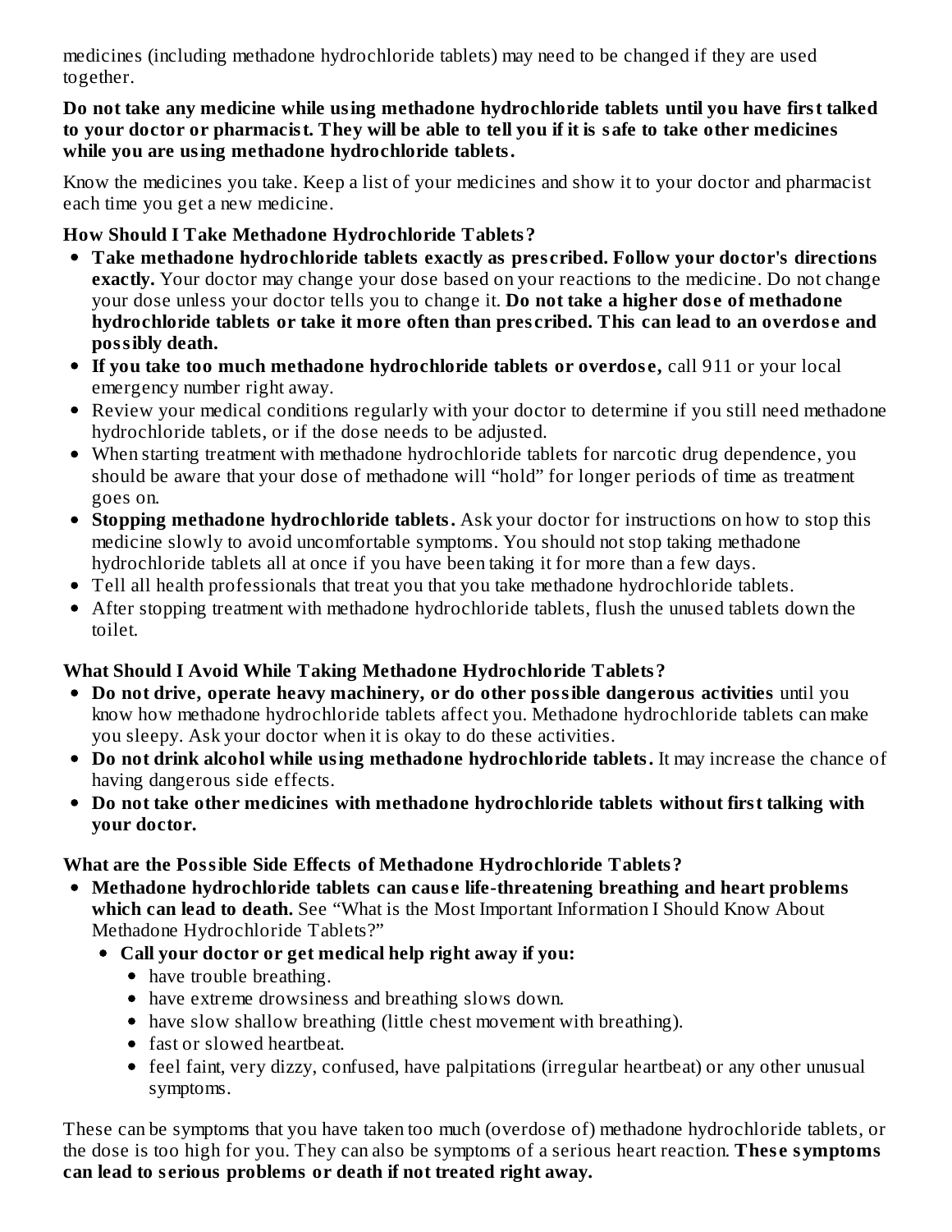medicines (including methadone hydrochloride tablets) may need to be changed if they are used together.

**Do not take any medicine while using methadone hydrochloride tablets until you have first talked to your doctor or pharmacist. They will be able to tell you if it is safe to take other medicines while you are using methadone hydrochloride tablets.**

Know the medicines you take. Keep a list of your medicines and show it to your doctor and pharmacist each time you get a new medicine.

**How Should I Take Methadone Hydrochloride Tablets?**

- **Take methadone hydrochloride tablets exactly as prescribed. Follow your doctor's directions exactly.** Your doctor may change your dose based on your reactions to the medicine. Do not change your dose unless your doctor tells you to change it. **Do not take a higher dose of methadone hydrochloride tablets or take it more often than prescribed. This can lead to an overdose and possibly death.**
- **If you take too much methadone hydrochloride tablets or overdose,** call 911 or your local emergency number right away.
- Review your medical conditions regularly with your doctor to determine if you still need methadone hydrochloride tablets, or if the dose needs to be adjusted.
- When starting treatment with methadone hydrochloride tablets for narcotic drug dependence, you should be aware that your dose of methadone will "hold" for longer periods of time as treatment goes on.
- **Stopping methadone hydrochloride tablets.** Ask your doctor for instructions on how to stop this medicine slowly to avoid uncomfortable symptoms. You should not stop taking methadone hydrochloride tablets all at once if you have been taking it for more than a few days.
- Tell all health professionals that treat you that you take methadone hydrochloride tablets.
- After stopping treatment with methadone hydrochloride tablets, flush the unused tablets down the toilet.

**What Should I Avoid While Taking Methadone Hydrochloride Tablets?**

- **Do not drive, operate heavy machinery, or do other possible dangerous activities** until you know how methadone hydrochloride tablets affect you. Methadone hydrochloride tablets can make you sleepy. Ask your doctor when it is okay to do these activities.
- **Do not drink alcohol while using methadone hydrochloride tablets.** It may increase the chance of having dangerous side effects.
- **Do not take other medicines with methadone hydrochloride tablets without first talking with your doctor.**

**What are the Possible Side Effects of Methadone Hydrochloride Tablets?**

- **Methadone hydrochloride tablets can cause life-threatening breathing and heart problems which can lead to death.** See "What is the Most Important Information I Should Know About Methadone Hydrochloride Tablets?"
  - **Call your doctor or get medical help right away if you:**
    - have trouble breathing.
    - have extreme drowsiness and breathing slows down.
    - have slow shallow breathing (little chest movement with breathing).
    - fast or slowed heartbeat.
    - feel faint, very dizzy, confused, have palpitations (irregular heartbeat) or any other unusual symptoms.

These can be symptoms that you have taken too much (overdose of) methadone hydrochloride tablets, or the dose is too high for you. They can also be symptoms of a serious heart reaction. **These symptoms can lead to serious problems or death if not treated right away.**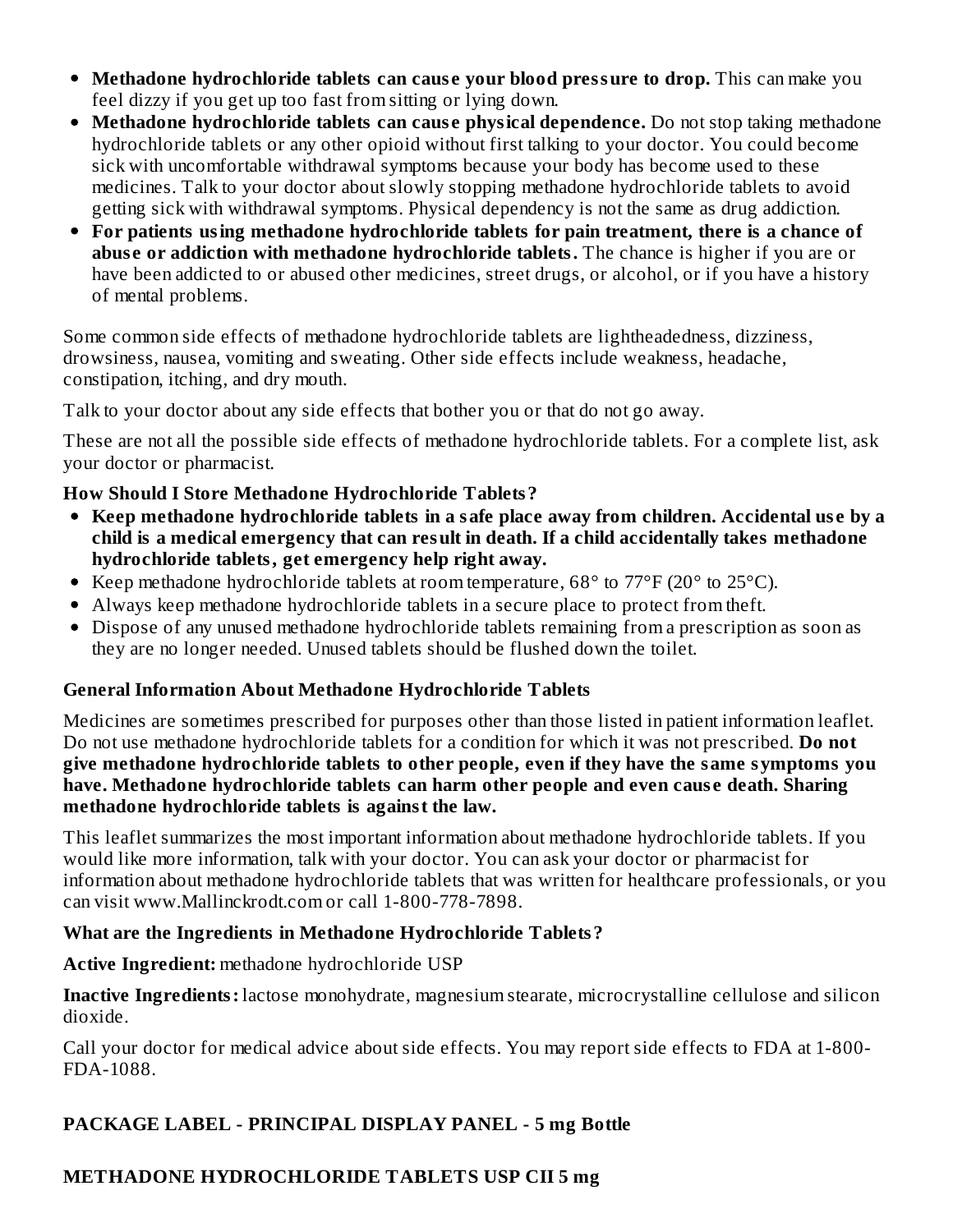- **Methadone hydrochloride tablets can cause your blood pressure to drop.** This can make you feel dizzy if you get up too fast from sitting or lying down.
- **Methadone hydrochloride tablets can cause physical dependence.** Do not stop taking methadone hydrochloride tablets or any other opioid without first talking to your doctor. You could become sick with uncomfortable withdrawal symptoms because your body has become used to these medicines. Talk to your doctor about slowly stopping methadone hydrochloride tablets to avoid getting sick with withdrawal symptoms. Physical dependency is not the same as drug addiction.
- **For patients using methadone hydrochloride tablets for pain treatment, there is a chance of abuse or addiction with methadone hydrochloride tablets.** The chance is higher if you are or have been addicted to or abused other medicines, street drugs, or alcohol, or if you have a history of mental problems.

Some common side effects of methadone hydrochloride tablets are lightheadedness, dizziness, drowsiness, nausea, vomiting and sweating. Other side effects include weakness, headache, constipation, itching, and dry mouth.

Talk to your doctor about any side effects that bother you or that do not go away.

These are not all the possible side effects of methadone hydrochloride tablets. For a complete list, ask your doctor or pharmacist.

**How Should I Store Methadone Hydrochloride Tablets?**

- **Keep methadone hydrochloride tablets in a safe place away from children. Accidental use by a child is a medical emergency that can result in death. If a child accidentally takes methadone hydrochloride tablets, get emergency help right away.**
- Keep methadone hydrochloride tablets at room temperature, 68° to 77°F (20° to 25°C).
- Always keep methadone hydrochloride tablets in a secure place to protect from theft.
- Dispose of any unused methadone hydrochloride tablets remaining from a prescription as soon as they are no longer needed. Unused tablets should be flushed down the toilet.

**General Information About Methadone Hydrochloride Tablets**

Medicines are sometimes prescribed for purposes other than those listed in patient information leaflet. Do not use methadone hydrochloride tablets for a condition for which it was not prescribed. **Do not give methadone hydrochloride tablets to other people, even if they have the same symptoms you have. Methadone hydrochloride tablets can harm other people and even cause death. Sharing methadone hydrochloride tablets is against the law.**

This leaflet summarizes the most important information about methadone hydrochloride tablets. If you would like more information, talk with your doctor. You can ask your doctor or pharmacist for information about methadone hydrochloride tablets that was written for healthcare professionals, or you can visit www.Mallinckrodt.com or call 1-800-778-7898.

**What are the Ingredients in Methadone Hydrochloride Tablets?**

**Active Ingredient:** methadone hydrochloride USP

**Inactive Ingredients:** lactose monohydrate, magnesium stearate, microcrystalline cellulose and silicon dioxide.

Call your doctor for medical advice about side effects. You may report side effects to FDA at 1-800-FDA-1088.

**PACKAGE LABEL - PRINCIPAL DISPLAY PANEL - 5 mg Bottle**

**METHADONE HYDROCHLORIDE TABLETS USP CII 5 mg**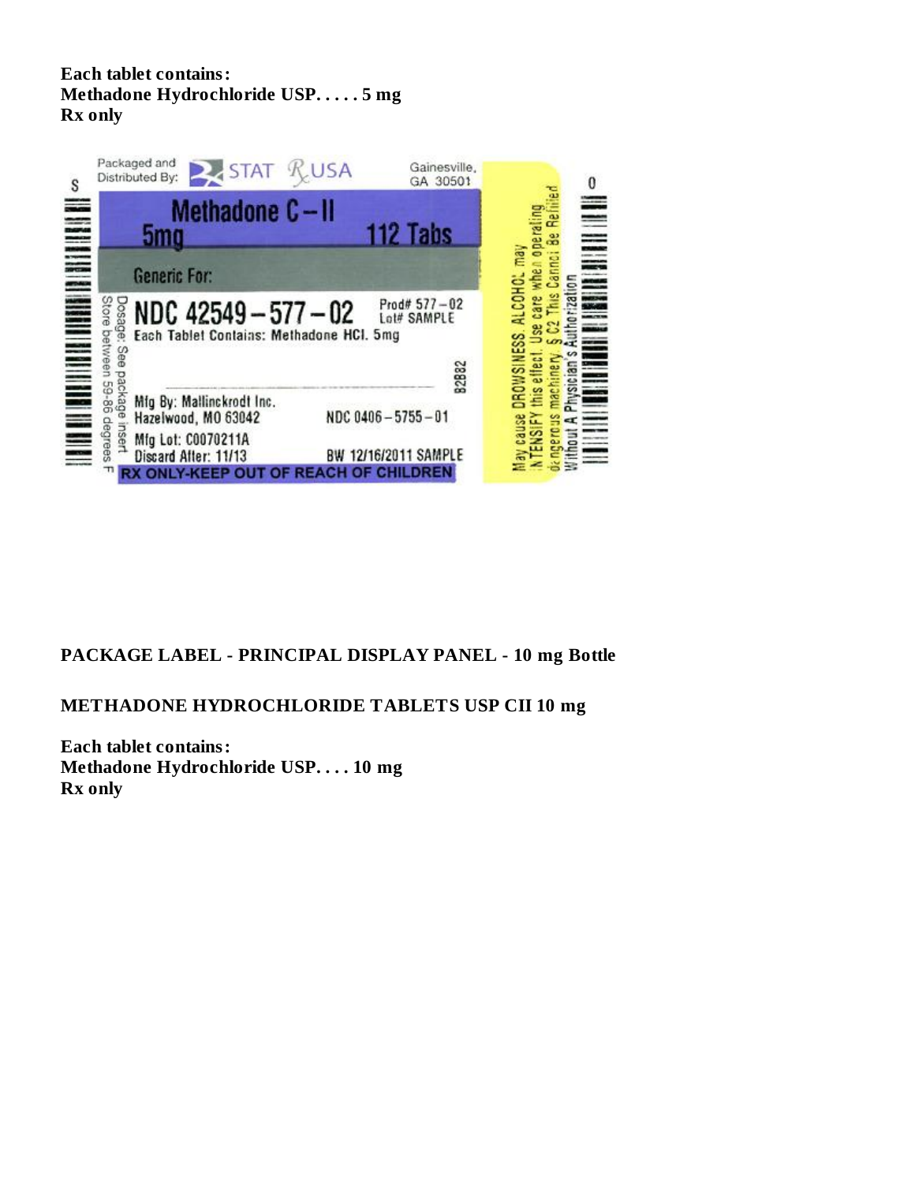**Each tablet contains:**
**Methadone Hydrochloride USP. . . . . 5 mg**
**Rx only**

Packaged and Distributed By: STAT Rx USA Gainesville, GA 30501

Methadone C-II
5mg 112 Tabs

Generic For:

NDC 42549-577-02 Prod# 577-02 Lot# SAMPLE
Each Tablet Contains: Methadone HCl. 5mg

82882

Mfg By: Mallinckrodt Inc.
Hazelwood, MO 63042 NDC 0406-5755-01
Mfg Lot: C0070211A
Discard After: 11/13 BW 12/16/2011 SAMPLE
RX ONLY-KEEP OUT OF REACH OF CHILDREN

Dosage: See package insert
Store between 59-86 degrees F

May cause DROWSINESS. ALCOHOL may INTENSIFY this effect. Use care when operating dangerous machinery. § C2 This Cannot Be Refilled Without A Physician's Authorization

## PACKAGE LABEL - PRINCIPAL DISPLAY PANEL - 10 mg Bottle

## METHADONE HYDROCHLORIDE TABLETS USP CII 10 mg

**Each tablet contains:**
**Methadone Hydrochloride USP. . . . 10 mg**
**Rx only**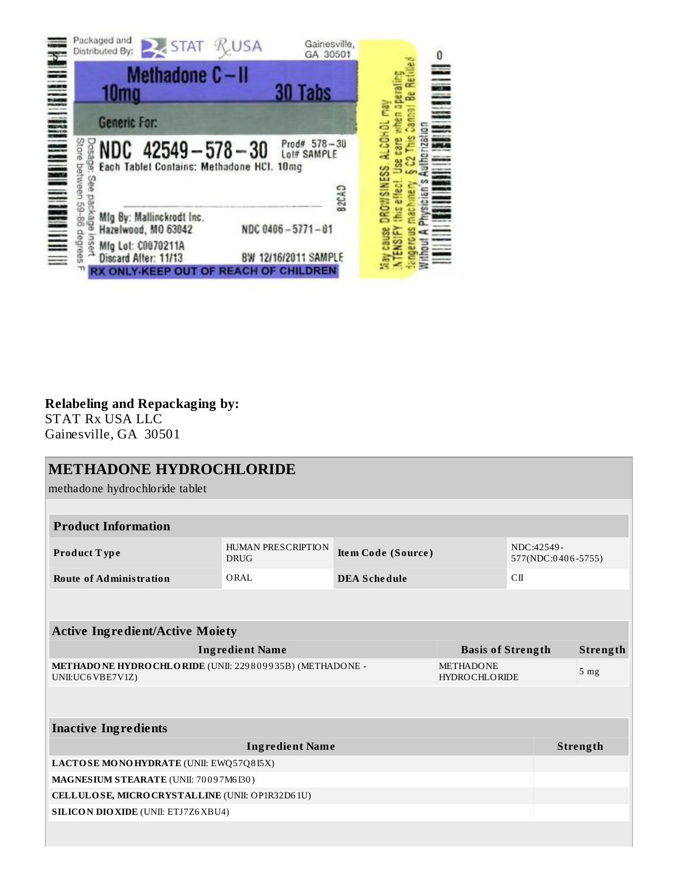Packaged and Distributed By: STAT RxUSA Gainesville, GA 30501

**Methadone C – II**
**10mg** **30 Tabs**

Generic For:

**NDC 42549 – 578 – 30** Prod# 578 – 30 Lot# SAMPLE

Each Tablet Contains: Methadone HCl. 10mg

Dosage: See package insert
Store between 59-86 degrees F

B2CAD

Mfg By: Mallinckrodt Inc. Hazelwood, MO 63042 NDC 0406 – 5771 – 01

Mfg Lot: C0070211A
Discard After: 11/13 BW 12/16/2011 SAMPLE

RX ONLY-KEEP OUT OF REACH OF CHILDREN

May cause DROWSINESS. ALCOHOL may INTENSIFY this effect. Use care when operating dangerous machinery. § C2 This Cannot Be Refilled Without A Physician's Authorization

**Relabeling and Repackaging by:**
STAT Rx USA LLC
Gainesville, GA 30501

## METHADONE HYDROCHLORIDE

methadone hydrochloride tablet

| **Product Information** | | | |
|---|---|---|---|
| **Product Type** | HUMAN PRESCRIPTION DRUG | **Item Code (Source)** | NDC:42549-577(NDC:0406-5755) |
| **Route of Administration** | ORAL | **DEA Schedule** | CII |

| **Active Ingredient/Active Moiety** | | |
|---|---|---|
| **Ingredient Name** | **Basis of Strength** | **Strength** |
| **METHADONE HYDROCHLORIDE** (UNII: 229809935B) (METHADONE - UNII:UC6VBE7V1Z) | METHADONE HYDROCHLORIDE | 5 mg |

| **Inactive Ingredients** | |
|---|---|
| **Ingredient Name** | **Strength** |
| **LACTOSE MONOHYDRATE** (UNII: EWQ57Q8I5X) | |
| **MAGNESIUM STEARATE** (UNII: 70097M6I30) | |
| **CELLULOSE, MICROCRYSTALLINE** (UNII: OP1R32D61U) | |
| **SILICON DIOXIDE** (UNII: ETJ7Z6XBU4) | |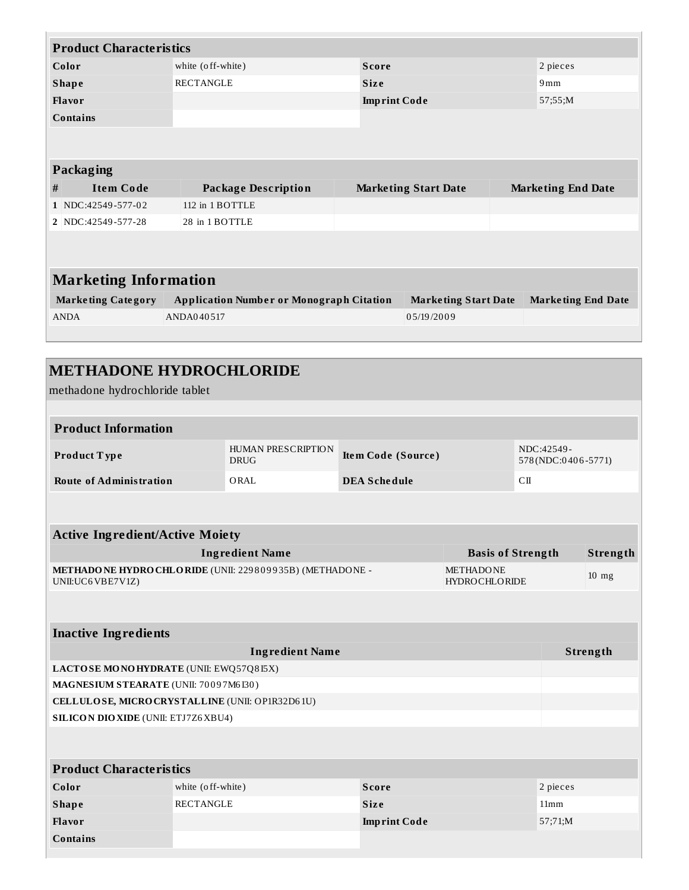| Product Characteristics | | | |
|---|---|---|---|
| **Color** | white (off-white) | **Score** | 2 pieces |
| **Shape** | RECTANGLE | **Size** | 9mm |
| **Flavor** | | **Imprint Code** | 57;55;M |
| **Contains** | | | |

| Packaging | | | | |
|---|---|---|---|---|
| **#** | **Item Code** | **Package Description** | **Marketing Start Date** | **Marketing End Date** |
| **1** | NDC:42549-577-02 | 112 in 1 BOTTLE | | |
| **2** | NDC:42549-577-28 | 28 in 1 BOTTLE | | |

| Marketing Information | | | |
|---|---|---|---|
| **Marketing Category** | **Application Number or Monograph Citation** | **Marketing Start Date** | **Marketing End Date** |
| ANDA | ANDA040517 | 05/19/2009 | |

## METHADONE HYDROCHLORIDE

methadone hydrochloride tablet

| Product Information | | | |
|---|---|---|---|
| **Product Type** | HUMAN PRESCRIPTION DRUG | **Item Code (Source)** | NDC:42549-578(NDC:0406-5771) |
| **Route of Administration** | ORAL | **DEA Schedule** | CII |

| Active Ingredient/Active Moiety | | |
|---|---|---|
| **Ingredient Name** | **Basis of Strength** | **Strength** |
| **METHADONE HYDROCHLORIDE** (UNII: 229809935B) (METHADONE - UNII:UC6VBE7V1Z) | METHADONE HYDROCHLORIDE | 10 mg |

| Inactive Ingredients | |
|---|---|
| **Ingredient Name** | **Strength** |
| **LACTOSE MONOHYDRATE** (UNII: EWQ57Q8I5X) | |
| **MAGNESIUM STEARATE** (UNII: 70097M6I30) | |
| **CELLULOSE, MICROCRYSTALLINE** (UNII: OP1R32D61U) | |
| **SILICON DIOXIDE** (UNII: ETJ7Z6XBU4) | |

| Product Characteristics | | | |
|---|---|---|---|
| **Color** | white (off-white) | **Score** | 2 pieces |
| **Shape** | RECTANGLE | **Size** | 11mm |
| **Flavor** | | **Imprint Code** | 57;71;M |
| **Contains** | | | |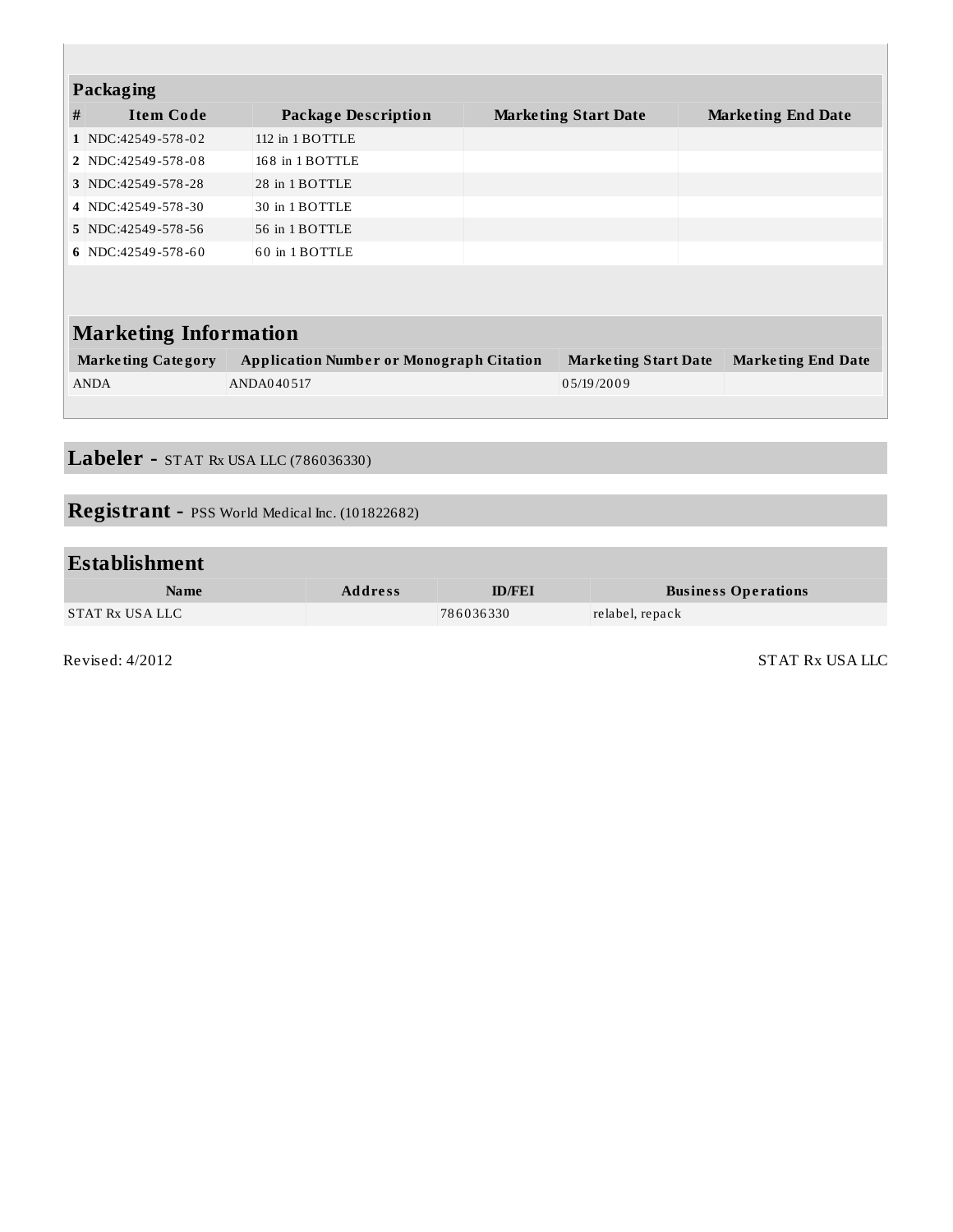### Packaging

| # | Item Code | Package Description | Marketing Start Date | Marketing End Date |
|---|---|---|---|---|
| 1 | NDC:42549-578-02 | 112 in 1 BOTTLE | | |
| 2 | NDC:42549-578-08 | 168 in 1 BOTTLE | | |
| 3 | NDC:42549-578-28 | 28 in 1 BOTTLE | | |
| 4 | NDC:42549-578-30 | 30 in 1 BOTTLE | | |
| 5 | NDC:42549-578-56 | 56 in 1 BOTTLE | | |
| 6 | NDC:42549-578-60 | 60 in 1 BOTTLE | | |

### Marketing Information

| Marketing Category | Application Number or Monograph Citation | Marketing Start Date | Marketing End Date |
|---|---|---|---|
| ANDA | ANDA040517 | 05/19/2009 | |

## Labeler - STAT Rx USA LLC (786036330)

## Registrant - PSS World Medical Inc. (101822682)

## Establishment

| Name | Address | ID/FEI | Business Operations |
|---|---|---|---|
| STAT Rx USA LLC | | 786036330 | relabel, repack |

Revised: 4/2012

STAT Rx USA LLC